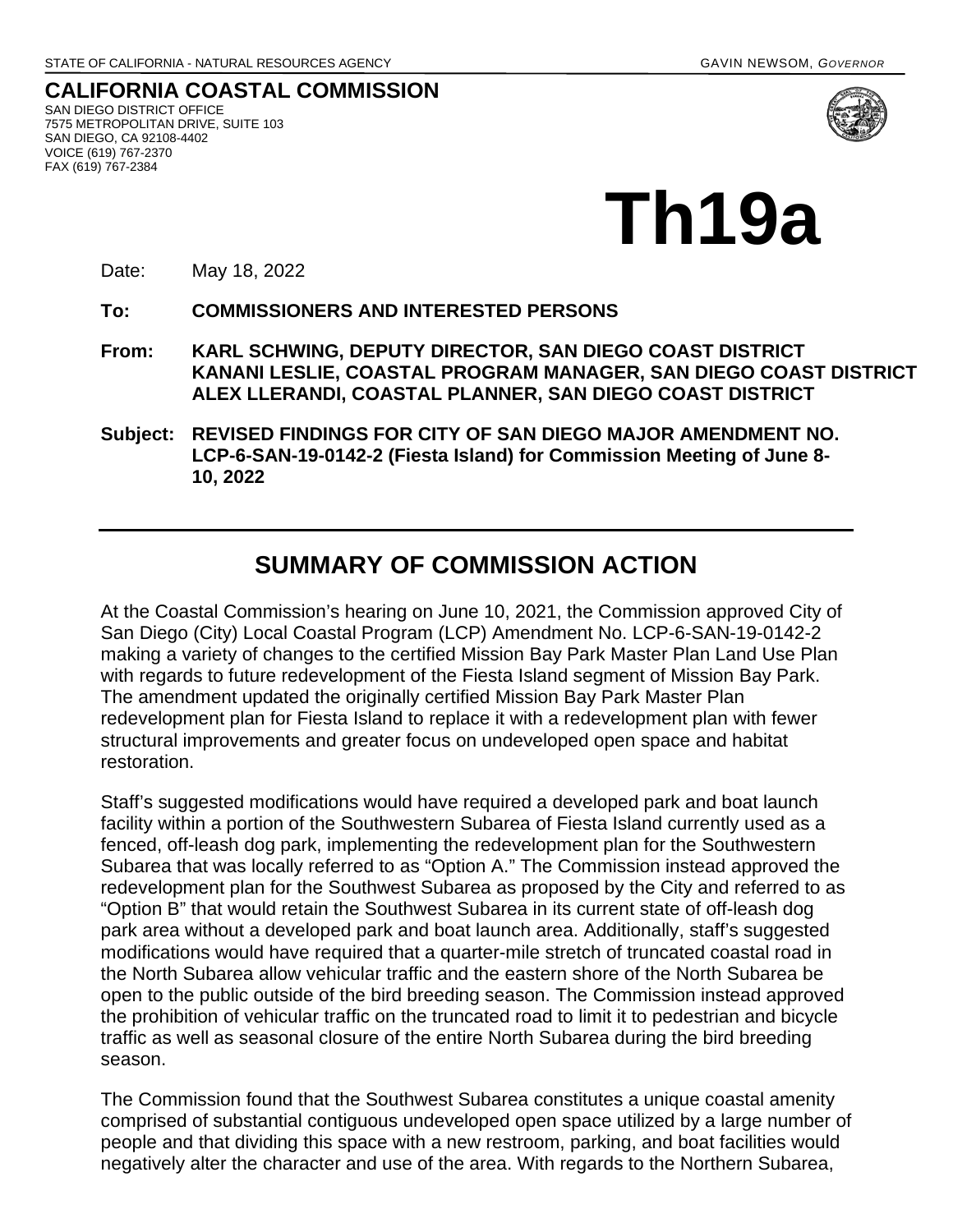STATE OF CALIFORNIA - NATURAL RESOURCES AGENCY GAVIN NEWSOM, *GOVERNOR*

**CALIFORNIA COASTAL COMMISSION**
SAN DIEGO DISTRICT OFFICE
7575 METROPOLITAN DRIVE, SUITE 103
SAN DIEGO, CA 92108-4402
VOICE (619) 767-2370
FAX (619) 767-2384

# Th19a

Date: May 18, 2022

**To: COMMISSIONERS AND INTERESTED PERSONS**

**From: KARL SCHWING, DEPUTY DIRECTOR, SAN DIEGO COAST DISTRICT**
**KANANI LESLIE, COASTAL PROGRAM MANAGER, SAN DIEGO COAST DISTRICT**
**ALEX LLERANDI, COASTAL PLANNER, SAN DIEGO COAST DISTRICT**

**Subject: REVISED FINDINGS FOR CITY OF SAN DIEGO MAJOR AMENDMENT NO. LCP-6-SAN-19-0142-2 (Fiesta Island) for Commission Meeting of June 8-10, 2022**

---

## SUMMARY OF COMMISSION ACTION

At the Coastal Commission's hearing on June 10, 2021, the Commission approved City of San Diego (City) Local Coastal Program (LCP) Amendment No. LCP-6-SAN-19-0142-2 making a variety of changes to the certified Mission Bay Park Master Plan Land Use Plan with regards to future redevelopment of the Fiesta Island segment of Mission Bay Park. The amendment updated the originally certified Mission Bay Park Master Plan redevelopment plan for Fiesta Island to replace it with a redevelopment plan with fewer structural improvements and greater focus on undeveloped open space and habitat restoration.

Staff's suggested modifications would have required a developed park and boat launch facility within a portion of the Southwestern Subarea of Fiesta Island currently used as a fenced, off-leash dog park, implementing the redevelopment plan for the Southwestern Subarea that was locally referred to as "Option A." The Commission instead approved the redevelopment plan for the Southwest Subarea as proposed by the City and referred to as "Option B" that would retain the Southwest Subarea in its current state of off-leash dog park area without a developed park and boat launch area. Additionally, staff's suggested modifications would have required that a quarter-mile stretch of truncated coastal road in the North Subarea allow vehicular traffic and the eastern shore of the North Subarea be open to the public outside of the bird breeding season. The Commission instead approved the prohibition of vehicular traffic on the truncated road to limit it to pedestrian and bicycle traffic as well as seasonal closure of the entire North Subarea during the bird breeding season.

The Commission found that the Southwest Subarea constitutes a unique coastal amenity comprised of substantial contiguous undeveloped open space utilized by a large number of people and that dividing this space with a new restroom, parking, and boat facilities would negatively alter the character and use of the area. With regards to the Northern Subarea,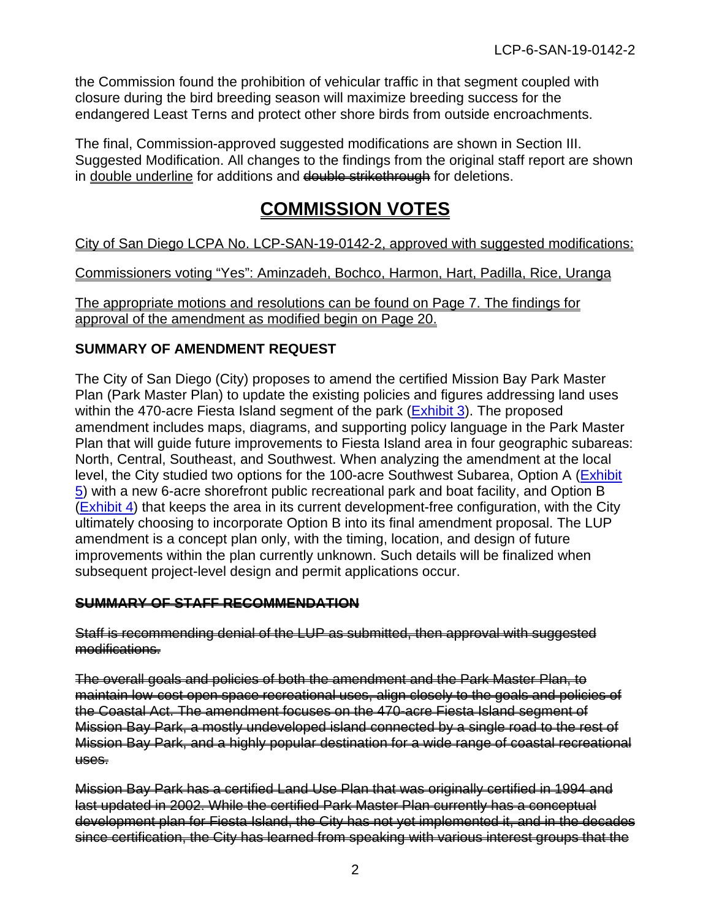the Commission found the prohibition of vehicular traffic in that segment coupled with closure during the bird breeding season will maximize breeding success for the endangered Least Terns and protect other shore birds from outside encroachments.

The final, Commission-approved suggested modifications are shown in Section III. Suggested Modification. All changes to the findings from the original staff report are shown in <u>double underline</u> for additions and ~~double strikethrough~~ for deletions.

# <u>COMMISSION VOTES</u>

<u>City of San Diego LCPA No. LCP-SAN-19-0142-2, approved with suggested modifications:</u>

<u>Commissioners voting "Yes": Aminzadeh, Bochco, Harmon, Hart, Padilla, Rice, Uranga</u>

<u>The appropriate motions and resolutions can be found on Page 7. The findings for approval of the amendment as modified begin on Page 20.</u>

## SUMMARY OF AMENDMENT REQUEST

The City of San Diego (City) proposes to amend the certified Mission Bay Park Master Plan (Park Master Plan) to update the existing policies and figures addressing land uses within the 470-acre Fiesta Island segment of the park (Exhibit 3). The proposed amendment includes maps, diagrams, and supporting policy language in the Park Master Plan that will guide future improvements to Fiesta Island area in four geographic subareas: North, Central, Southeast, and Southwest. When analyzing the amendment at the local level, the City studied two options for the 100-acre Southwest Subarea, Option A (Exhibit 5) with a new 6-acre shorefront public recreational park and boat facility, and Option B (Exhibit 4) that keeps the area in its current development-free configuration, with the City ultimately choosing to incorporate Option B into its final amendment proposal. The LUP amendment is a concept plan only, with the timing, location, and design of future improvements within the plan currently unknown. Such details will be finalized when subsequent project-level design and permit applications occur.

## ~~SUMMARY OF STAFF RECOMMENDATION~~

~~Staff is recommending denial of the LUP as submitted, then approval with suggested modifications.~~

~~The overall goals and policies of both the amendment and the Park Master Plan, to maintain low cost open space recreational uses, align closely to the goals and policies of the Coastal Act. The amendment focuses on the 470-acre Fiesta Island segment of Mission Bay Park, a mostly undeveloped island connected by a single road to the rest of Mission Bay Park, and a highly popular destination for a wide range of coastal recreational uses.~~

~~Mission Bay Park has a certified Land Use Plan that was originally certified in 1994 and last updated in 2002. While the certified Park Master Plan currently has a conceptual development plan for Fiesta Island, the City has not yet implemented it, and in the decades since certification, the City has learned from speaking with various interest groups that the~~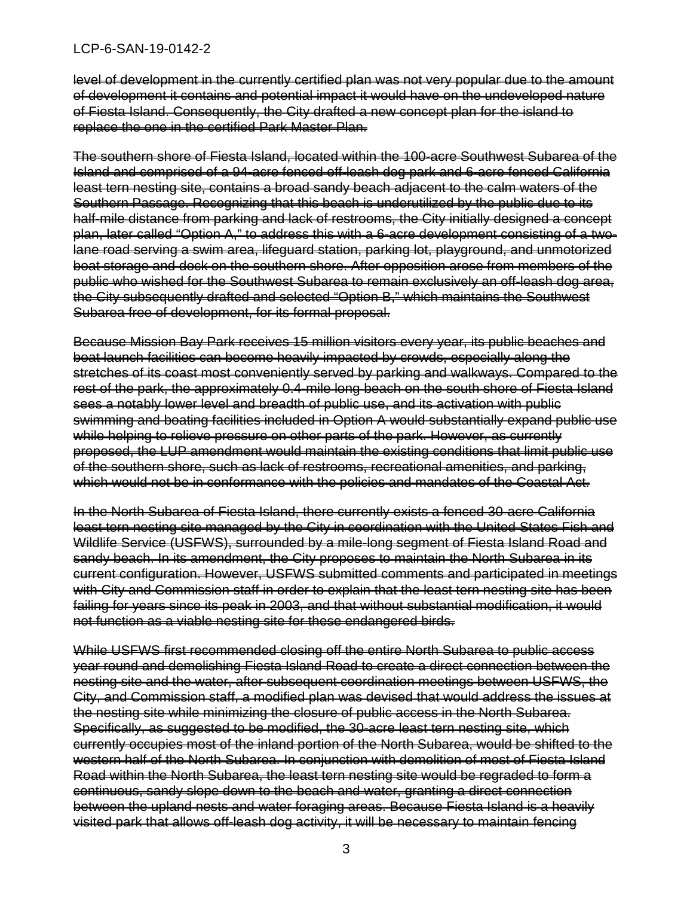~~level of development in the currently certified plan was not very popular due to the amount of development it contains and potential impact it would have on the undeveloped nature of Fiesta Island. Consequently, the City drafted a new concept plan for the island to replace the one in the certified Park Master Plan.~~

~~The southern shore of Fiesta Island, located within the 100-acre Southwest Subarea of the Island and comprised of a 94-acre fenced off-leash dog park and 6-acre fenced California least tern nesting site, contains a broad sandy beach adjacent to the calm waters of the Southern Passage. Recognizing that this beach is underutilized by the public due to its half-mile distance from parking and lack of restrooms, the City initially designed a concept plan, later called "Option A," to address this with a 6-acre development consisting of a two-lane road serving a swim area, lifeguard station, parking lot, playground, and unmotorized boat storage and dock on the southern shore. After opposition arose from members of the public who wished for the Southwest Subarea to remain exclusively an off-leash dog area, the City subsequently drafted and selected "Option B," which maintains the Southwest Subarea free of development, for its formal proposal.~~

~~Because Mission Bay Park receives 15 million visitors every year, its public beaches and boat launch facilities can become heavily impacted by crowds, especially along the stretches of its coast most conveniently served by parking and walkways. Compared to the rest of the park, the approximately 0.4-mile long beach on the south shore of Fiesta Island sees a notably lower level and breadth of public use, and its activation with public swimming and boating facilities included in Option A would substantially expand public use while helping to relieve pressure on other parts of the park. However, as currently proposed, the LUP amendment would maintain the existing conditions that limit public use of the southern shore, such as lack of restrooms, recreational amenities, and parking, which would not be in conformance with the policies and mandates of the Coastal Act.~~

~~In the North Subarea of Fiesta Island, there currently exists a fenced 30-acre California least tern nesting site managed by the City in coordination with the United States Fish and Wildlife Service (USFWS), surrounded by a mile-long segment of Fiesta Island Road and sandy beach. In its amendment, the City proposes to maintain the North Subarea in its current configuration. However, USFWS submitted comments and participated in meetings with City and Commission staff in order to explain that the least tern nesting site has been failing for years since its peak in 2003, and that without substantial modification, it would not function as a viable nesting site for these endangered birds.~~

~~While USFWS first recommended closing off the entire North Subarea to public access year round and demolishing Fiesta Island Road to create a direct connection between the nesting site and the water, after subsequent coordination meetings between USFWS, the City, and Commission staff, a modified plan was devised that would address the issues at the nesting site while minimizing the closure of public access in the North Subarea. Specifically, as suggested to be modified, the 30-acre least tern nesting site, which currently occupies most of the inland portion of the North Subarea, would be shifted to the western half of the North Subarea. In conjunction with demolition of most of Fiesta Island Road within the North Subarea, the least tern nesting site would be regraded to form a continuous, sandy slope down to the beach and water, granting a direct connection between the upland nests and water foraging areas. Because Fiesta Island is a heavily visited park that allows off-leash dog activity, it will be necessary to maintain fencing~~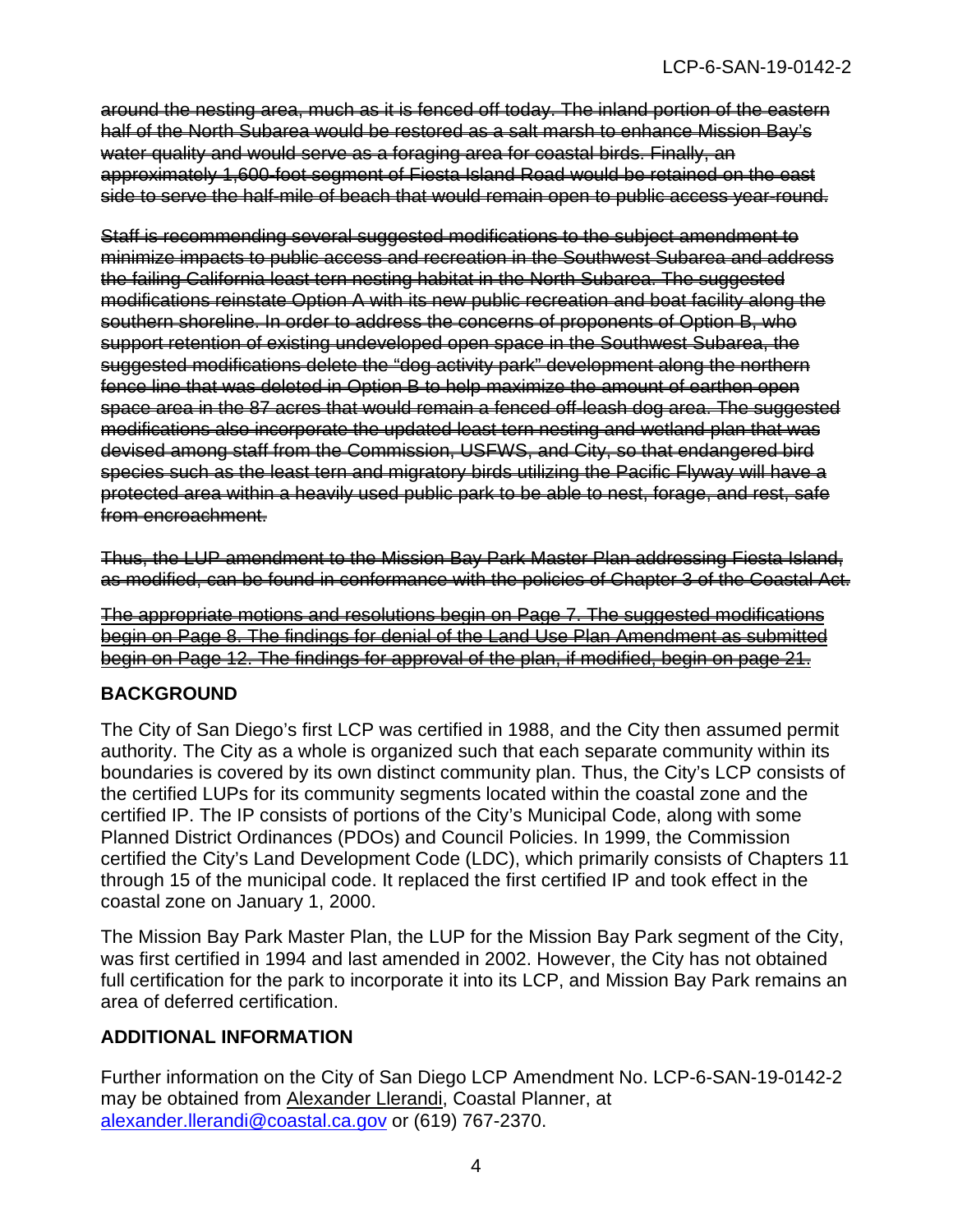~~around the nesting area, much as it is fenced off today. The inland portion of the eastern half of the North Subarea would be restored as a salt marsh to enhance Mission Bay's water quality and would serve as a foraging area for coastal birds. Finally, an approximately 1,600-foot segment of Fiesta Island Road would be retained on the east side to serve the half-mile of beach that would remain open to public access year-round.~~

~~Staff is recommending several suggested modifications to the subject amendment to minimize impacts to public access and recreation in the Southwest Subarea and address the failing California least tern nesting habitat in the North Subarea. The suggested modifications reinstate Option A with its new public recreation and boat facility along the southern shoreline. In order to address the concerns of proponents of Option B, who support retention of existing undeveloped open space in the Southwest Subarea, the suggested modifications delete the "dog activity park" development along the northern fence line that was deleted in Option B to help maximize the amount of earthen open space area in the 87 acres that would remain a fenced off-leash dog area. The suggested modifications also incorporate the updated least tern nesting and wetland plan that was devised among staff from the Commission, USFWS, and City, so that endangered bird species such as the least tern and migratory birds utilizing the Pacific Flyway will have a protected area within a heavily used public park to be able to nest, forage, and rest, safe from encroachment.~~

~~Thus, the LUP amendment to the Mission Bay Park Master Plan addressing Fiesta Island, as modified, can be found in conformance with the policies of Chapter 3 of the Coastal Act.~~

~~The appropriate motions and resolutions begin on Page 7. The suggested modifications begin on Page 8. The findings for denial of the Land Use Plan Amendment as submitted begin on Page 12. The findings for approval of the plan, if modified, begin on page 21.~~

## BACKGROUND

The City of San Diego's first LCP was certified in 1988, and the City then assumed permit authority. The City as a whole is organized such that each separate community within its boundaries is covered by its own distinct community plan. Thus, the City's LCP consists of the certified LUPs for its community segments located within the coastal zone and the certified IP. The IP consists of portions of the City's Municipal Code, along with some Planned District Ordinances (PDOs) and Council Policies. In 1999, the Commission certified the City's Land Development Code (LDC), which primarily consists of Chapters 11 through 15 of the municipal code. It replaced the first certified IP and took effect in the coastal zone on January 1, 2000.

The Mission Bay Park Master Plan, the LUP for the Mission Bay Park segment of the City, was first certified in 1994 and last amended in 2002. However, the City has not obtained full certification for the park to incorporate it into its LCP, and Mission Bay Park remains an area of deferred certification.

## ADDITIONAL INFORMATION

Further information on the City of San Diego LCP Amendment No. LCP-6-SAN-19-0142-2 may be obtained from Alexander Llerandi, Coastal Planner, at alexander.llerandi@coastal.ca.gov or (619) 767-2370.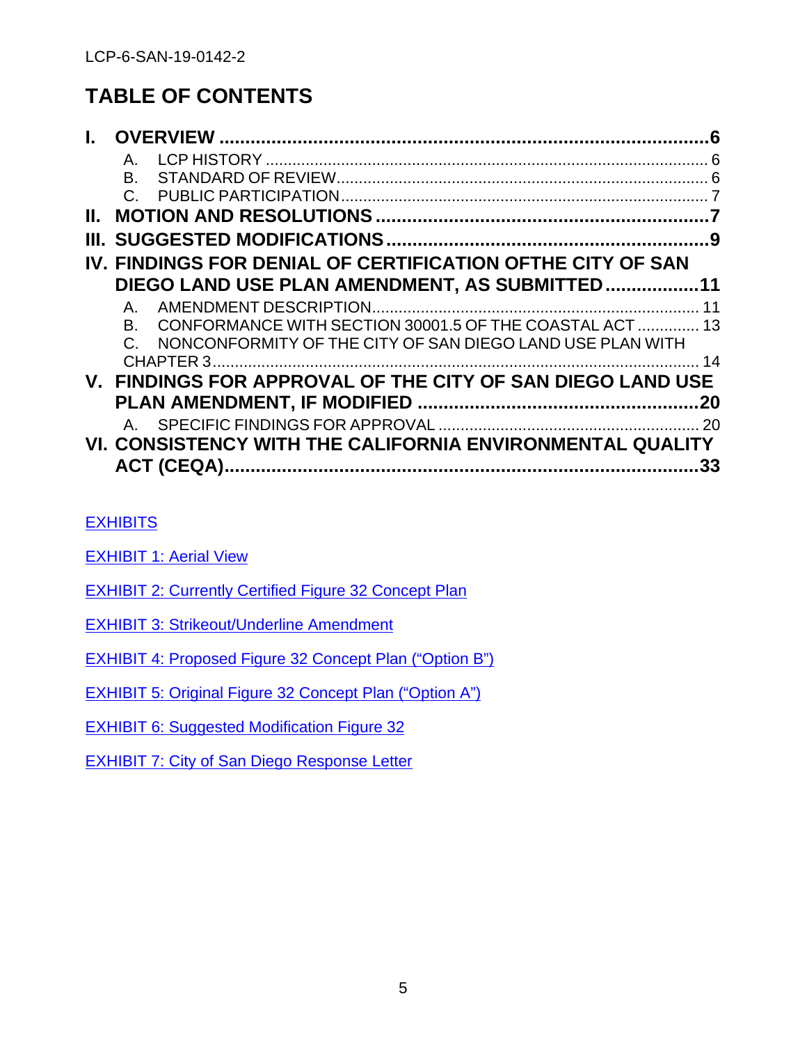# TABLE OF CONTENTS

- **I. OVERVIEW ....... 6**
  - A. LCP HISTORY ....... 6
  - B. STANDARD OF REVIEW ....... 6
  - C. PUBLIC PARTICIPATION ....... 7
- **II. MOTION AND RESOLUTIONS ....... 7**
- **III. SUGGESTED MODIFICATIONS ....... 9**
- **IV. FINDINGS FOR DENIAL OF CERTIFICATION OFTHE CITY OF SAN DIEGO LAND USE PLAN AMENDMENT, AS SUBMITTED ....... 11**
  - A. AMENDMENT DESCRIPTION ....... 11
  - B. CONFORMANCE WITH SECTION 30001.5 OF THE COASTAL ACT ....... 13
  - C. NONCONFORMITY OF THE CITY OF SAN DIEGO LAND USE PLAN WITH CHAPTER 3 ....... 14
- **V. FINDINGS FOR APPROVAL OF THE CITY OF SAN DIEGO LAND USE PLAN AMENDMENT, IF MODIFIED ....... 20**
  - A. SPECIFIC FINDINGS FOR APPROVAL ....... 20
- **VI. CONSISTENCY WITH THE CALIFORNIA ENVIRONMENTAL QUALITY ACT (CEQA) ....... 33**

EXHIBITS

EXHIBIT 1: Aerial View

EXHIBIT 2: Currently Certified Figure 32 Concept Plan

EXHIBIT 3: Strikeout/Underline Amendment

EXHIBIT 4: Proposed Figure 32 Concept Plan (“Option B”)

EXHIBIT 5: Original Figure 32 Concept Plan (“Option A”)

EXHIBIT 6: Suggested Modification Figure 32

EXHIBIT 7: City of San Diego Response Letter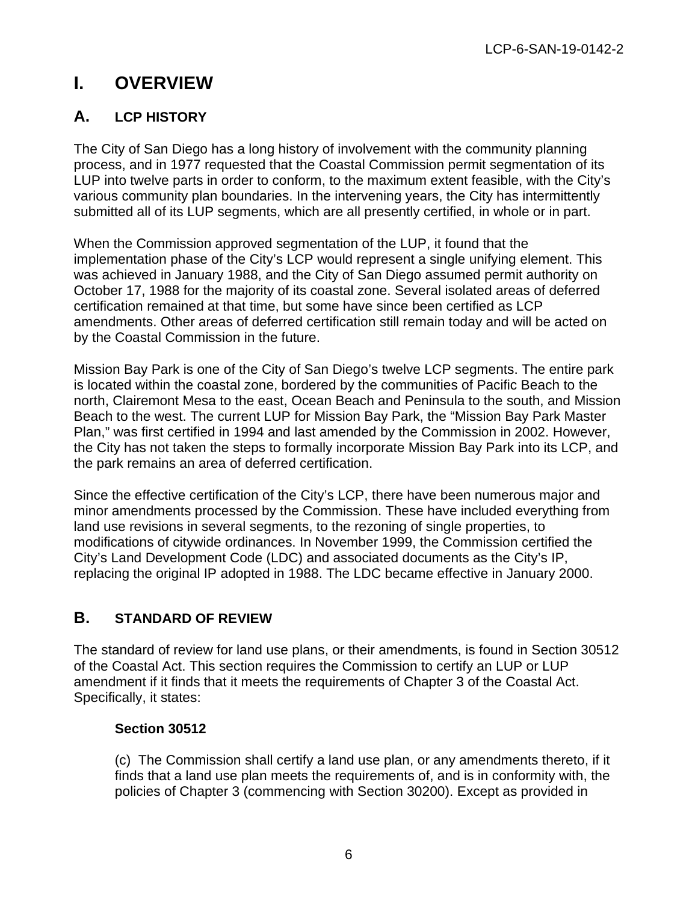# I. OVERVIEW

## A. LCP HISTORY

The City of San Diego has a long history of involvement with the community planning process, and in 1977 requested that the Coastal Commission permit segmentation of its LUP into twelve parts in order to conform, to the maximum extent feasible, with the City's various community plan boundaries. In the intervening years, the City has intermittently submitted all of its LUP segments, which are all presently certified, in whole or in part.

When the Commission approved segmentation of the LUP, it found that the implementation phase of the City's LCP would represent a single unifying element. This was achieved in January 1988, and the City of San Diego assumed permit authority on October 17, 1988 for the majority of its coastal zone. Several isolated areas of deferred certification remained at that time, but some have since been certified as LCP amendments. Other areas of deferred certification still remain today and will be acted on by the Coastal Commission in the future.

Mission Bay Park is one of the City of San Diego's twelve LCP segments. The entire park is located within the coastal zone, bordered by the communities of Pacific Beach to the north, Clairemont Mesa to the east, Ocean Beach and Peninsula to the south, and Mission Beach to the west. The current LUP for Mission Bay Park, the "Mission Bay Park Master Plan," was first certified in 1994 and last amended by the Commission in 2002. However, the City has not taken the steps to formally incorporate Mission Bay Park into its LCP, and the park remains an area of deferred certification.

Since the effective certification of the City's LCP, there have been numerous major and minor amendments processed by the Commission. These have included everything from land use revisions in several segments, to the rezoning of single properties, to modifications of citywide ordinances. In November 1999, the Commission certified the City's Land Development Code (LDC) and associated documents as the City's IP, replacing the original IP adopted in 1988. The LDC became effective in January 2000.

## B. STANDARD OF REVIEW

The standard of review for land use plans, or their amendments, is found in Section 30512 of the Coastal Act. This section requires the Commission to certify an LUP or LUP amendment if it finds that it meets the requirements of Chapter 3 of the Coastal Act. Specifically, it states:

> **Section 30512**
>
> (c) The Commission shall certify a land use plan, or any amendments thereto, if it finds that a land use plan meets the requirements of, and is in conformity with, the policies of Chapter 3 (commencing with Section 30200). Except as provided in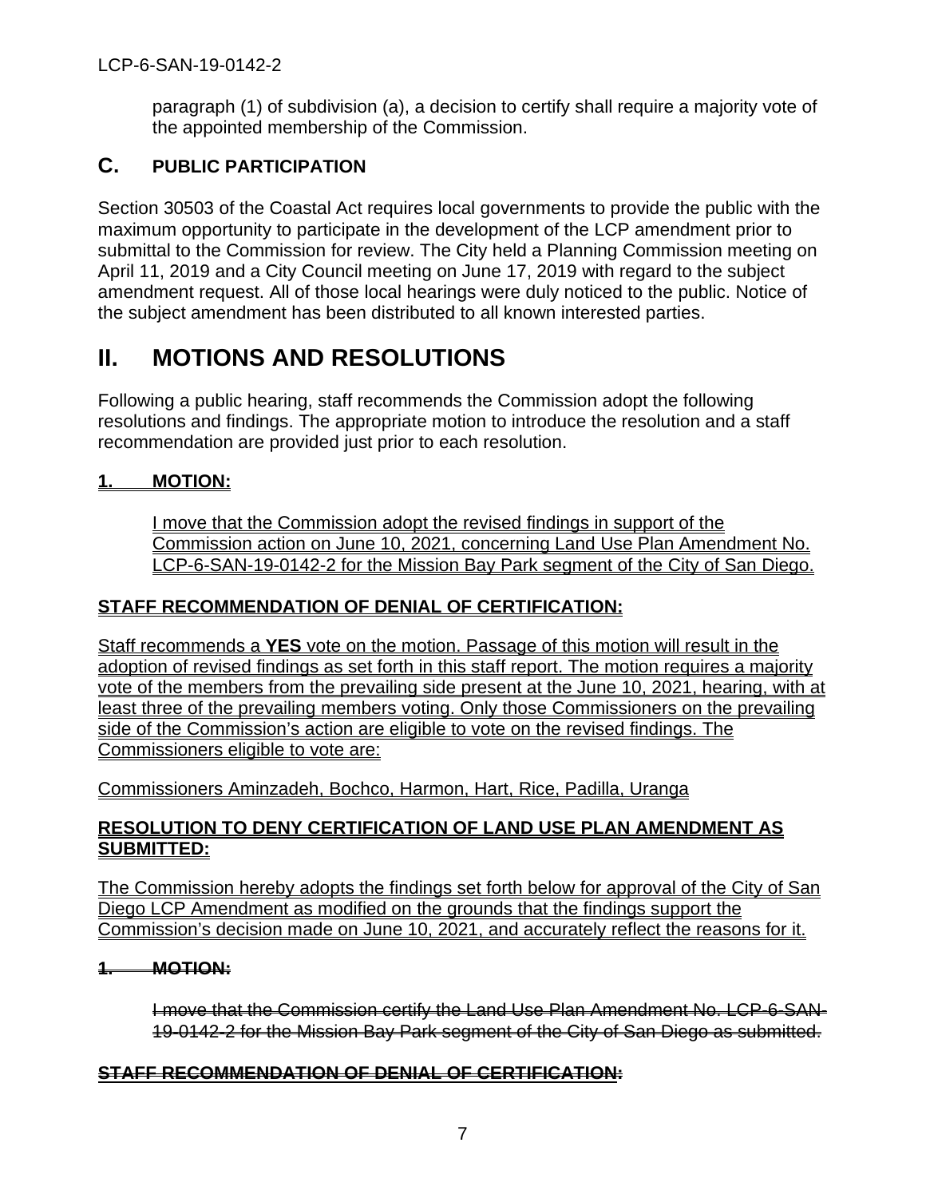paragraph (1) of subdivision (a), a decision to certify shall require a majority vote of the appointed membership of the Commission.

## C. PUBLIC PARTICIPATION

Section 30503 of the Coastal Act requires local governments to provide the public with the maximum opportunity to participate in the development of the LCP amendment prior to submittal to the Commission for review. The City held a Planning Commission meeting on April 11, 2019 and a City Council meeting on June 17, 2019 with regard to the subject amendment request. All of those local hearings were duly noticed to the public. Notice of the subject amendment has been distributed to all known interested parties.

# II. MOTIONS AND RESOLUTIONS

Following a public hearing, staff recommends the Commission adopt the following resolutions and findings. The appropriate motion to introduce the resolution and a staff recommendation are provided just prior to each resolution.

<u>**1. MOTION:**</u>

> <u>I move that the Commission adopt the revised findings in support of the Commission action on June 10, 2021, concerning Land Use Plan Amendment No. LCP-6-SAN-19-0142-2 for the Mission Bay Park segment of the City of San Diego.</u>

<u>**STAFF RECOMMENDATION OF DENIAL OF CERTIFICATION:**</u>

<u>Staff recommends a **YES** vote on the motion. Passage of this motion will result in the adoption of revised findings as set forth in this staff report. The motion requires a majority vote of the members from the prevailing side present at the June 10, 2021, hearing, with at least three of the prevailing members voting. Only those Commissioners on the prevailing side of the Commission's action are eligible to vote on the revised findings. The Commissioners eligible to vote are:</u>

<u>Commissioners Aminzadeh, Bochco, Harmon, Hart, Rice, Padilla, Uranga</u>

<u>**RESOLUTION TO DENY CERTIFICATION OF LAND USE PLAN AMENDMENT AS SUBMITTED:**</u>

<u>The Commission hereby adopts the findings set forth below for approval of the City of San Diego LCP Amendment as modified on the grounds that the findings support the Commission's decision made on June 10, 2021, and accurately reflect the reasons for it.</u>

~~**1. MOTION:**~~

> ~~I move that the Commission certify the Land Use Plan Amendment No. LCP-6-SAN-19-0142-2 for the Mission Bay Park segment of the City of San Diego as submitted.~~

~~**STAFF RECOMMENDATION OF DENIAL OF CERTIFICATION:**~~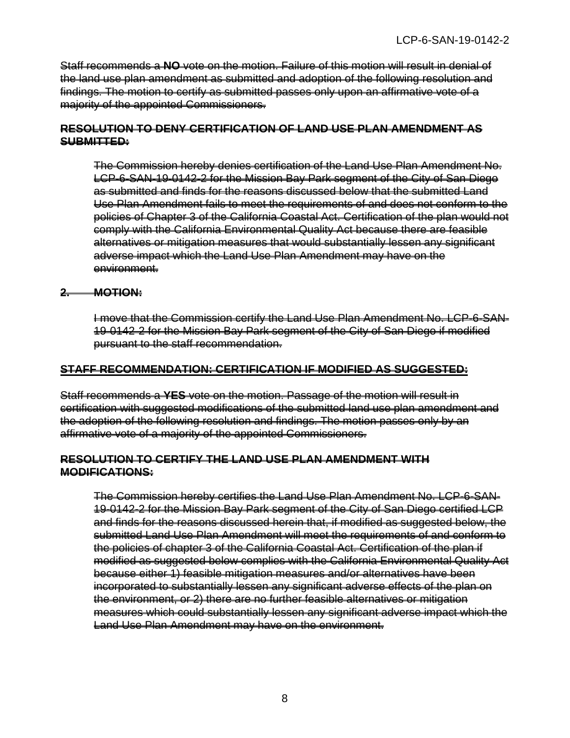~~Staff recommends a **NO** vote on the motion. Failure of this motion will result in denial of the land use plan amendment as submitted and adoption of the following resolution and findings. The motion to certify as submitted passes only upon an affirmative vote of a majority of the appointed Commissioners.~~

~~**RESOLUTION TO DENY CERTIFICATION OF LAND USE PLAN AMENDMENT AS SUBMITTED:**~~

> ~~The Commission hereby denies certification of the Land Use Plan Amendment No. LCP-6-SAN-19-0142-2 for the Mission Bay Park segment of the City of San Diego as submitted and finds for the reasons discussed below that the submitted Land Use Plan Amendment fails to meet the requirements of and does not conform to the policies of Chapter 3 of the California Coastal Act. Certification of the plan would not comply with the California Environmental Quality Act because there are feasible alternatives or mitigation measures that would substantially lessen any significant adverse impact which the Land Use Plan Amendment may have on the environment.~~

~~**2. MOTION:**~~

> ~~I move that the Commission certify the Land Use Plan Amendment No. LCP-6-SAN-19-0142-2 for the Mission Bay Park segment of the City of San Diego if modified pursuant to the staff recommendation.~~

~~**STAFF RECOMMENDATION: CERTIFICATION IF MODIFIED AS SUGGESTED:**~~

~~Staff recommends a **YES** vote on the motion. Passage of the motion will result in certification with suggested modifications of the submitted land use plan amendment and the adoption of the following resolution and findings. The motion passes only by an affirmative vote of a majority of the appointed Commissioners.~~

~~**RESOLUTION TO CERTIFY THE LAND USE PLAN AMENDMENT WITH MODIFICATIONS:**~~

> ~~The Commission hereby certifies the Land Use Plan Amendment No. LCP-6-SAN-19-0142-2 for the Mission Bay Park segment of the City of San Diego certified LCP and finds for the reasons discussed herein that, if modified as suggested below, the submitted Land Use Plan Amendment will meet the requirements of and conform to the policies of chapter 3 of the California Coastal Act. Certification of the plan if modified as suggested below complies with the California Environmental Quality Act because either 1) feasible mitigation measures and/or alternatives have been incorporated to substantially lessen any significant adverse effects of the plan on the environment, or 2) there are no further feasible alternatives or mitigation measures which could substantially lessen any significant adverse impact which the Land Use Plan Amendment may have on the environment.~~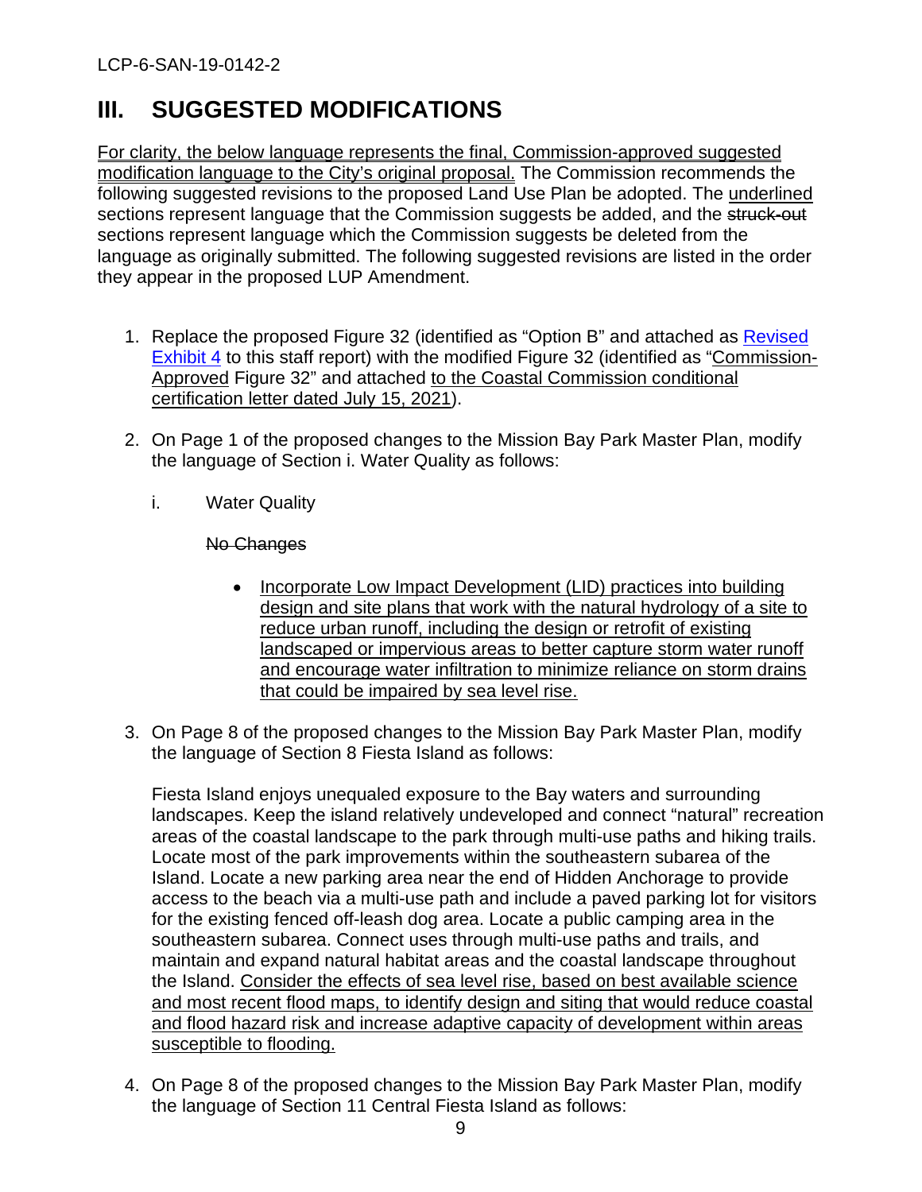# III. SUGGESTED MODIFICATIONS

<u>For clarity, the below language represents the final, Commission-approved suggested modification language to the City's original proposal.</u> The Commission recommends the following suggested revisions to the proposed Land Use Plan be adopted. The <u>underlined</u> sections represent language that the Commission suggests be added, and the ~~struck-out~~ sections represent language which the Commission suggests be deleted from the language as originally submitted. The following suggested revisions are listed in the order they appear in the proposed LUP Amendment.

1. Replace the proposed Figure 32 (identified as "Option B" and attached as Revised Exhibit 4 to this staff report) with the modified Figure 32 (identified as "<u>Commission-Approved</u> Figure 32" and attached <u>to the Coastal Commission conditional certification letter dated July 15, 2021</u>).

2. On Page 1 of the proposed changes to the Mission Bay Park Master Plan, modify the language of Section i. Water Quality as follows:

   i. Water Quality

   ~~No Changes~~

   - <u>Incorporate Low Impact Development (LID) practices into building design and site plans that work with the natural hydrology of a site to reduce urban runoff, including the design or retrofit of existing landscaped or impervious areas to better capture storm water runoff and encourage water infiltration to minimize reliance on storm drains that could be impaired by sea level rise.</u>

3. On Page 8 of the proposed changes to the Mission Bay Park Master Plan, modify the language of Section 8 Fiesta Island as follows:

   Fiesta Island enjoys unequaled exposure to the Bay waters and surrounding landscapes. Keep the island relatively undeveloped and connect "natural" recreation areas of the coastal landscape to the park through multi-use paths and hiking trails. Locate most of the park improvements within the southeastern subarea of the Island. Locate a new parking area near the end of Hidden Anchorage to provide access to the beach via a multi-use path and include a paved parking lot for visitors for the existing fenced off-leash dog area. Locate a public camping area in the southeastern subarea. Connect uses through multi-use paths and trails, and maintain and expand natural habitat areas and the coastal landscape throughout the Island. <u>Consider the effects of sea level rise, based on best available science and most recent flood maps, to identify design and siting that would reduce coastal and flood hazard risk and increase adaptive capacity of development within areas susceptible to flooding.</u>

4. On Page 8 of the proposed changes to the Mission Bay Park Master Plan, modify the language of Section 11 Central Fiesta Island as follows: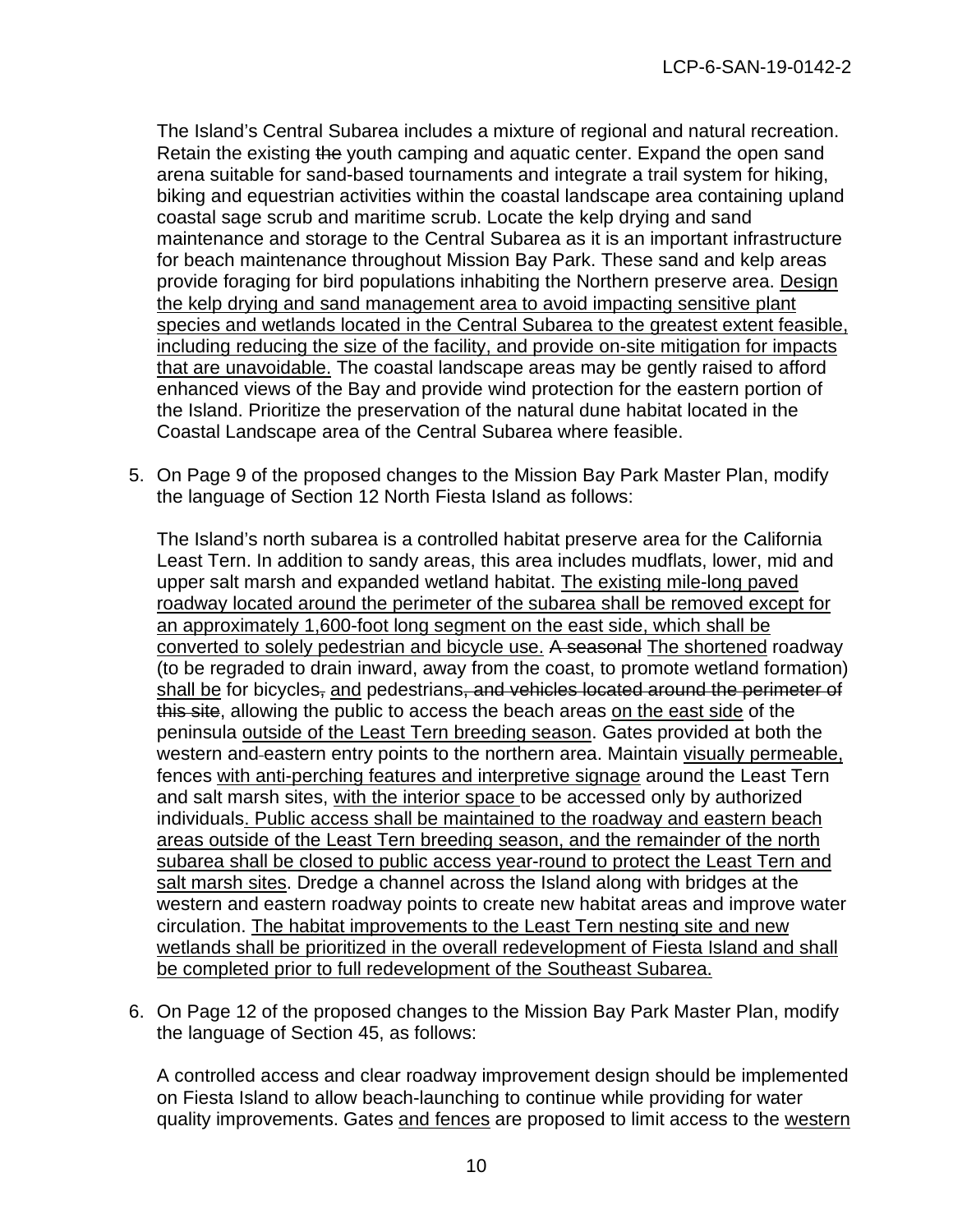The Island's Central Subarea includes a mixture of regional and natural recreation. Retain the existing ~~the~~ youth camping and aquatic center. Expand the open sand arena suitable for sand-based tournaments and integrate a trail system for hiking, biking and equestrian activities within the coastal landscape area containing upland coastal sage scrub and maritime scrub. Locate the kelp drying and sand maintenance and storage to the Central Subarea as it is an important infrastructure for beach maintenance throughout Mission Bay Park. These sand and kelp areas provide foraging for bird populations inhabiting the Northern preserve area. <u>Design the kelp drying and sand management area to avoid impacting sensitive plant species and wetlands located in the Central Subarea to the greatest extent feasible, including reducing the size of the facility, and provide on-site mitigation for impacts that are unavoidable.</u> The coastal landscape areas may be gently raised to afford enhanced views of the Bay and provide wind protection for the eastern portion of the Island. Prioritize the preservation of the natural dune habitat located in the Coastal Landscape area of the Central Subarea where feasible.

5. On Page 9 of the proposed changes to the Mission Bay Park Master Plan, modify the language of Section 12 North Fiesta Island as follows:

   The Island's north subarea is a controlled habitat preserve area for the California Least Tern. In addition to sandy areas, this area includes mudflats, lower, mid and upper salt marsh and expanded wetland habitat. <u>The existing mile-long paved roadway located around the perimeter of the subarea shall be removed except for an approximately 1,600-foot long segment on the east side, which shall be converted to solely pedestrian and bicycle use.</u> ~~A seasonal~~ <u>The shortened</u> roadway (to be regraded to drain inward, away from the coast, to promote wetland formation) <u>shall be</u> for bicycles~~,~~ <u>and</u> pedestrians~~, and vehicles located around the perimeter of this site~~, allowing the public to access the beach areas <u>on the east side</u> of the peninsula <u>outside of the Least Tern breeding season</u>. Gates provided at both the western and ~~-~~eastern entry points to the northern area. Maintain <u>visually permeable,</u> fences <u>with anti-perching features and interpretive signage</u> around the Least Tern and salt marsh sites, <u>with the interior space</u> to be accessed only by authorized individuals<u>. Public access shall be maintained to the roadway and eastern beach areas outside of the Least Tern breeding season, and the remainder of the north subarea shall be closed to public access year-round to protect the Least Tern and salt marsh sites</u>. Dredge a channel across the Island along with bridges at the western and eastern roadway points to create new habitat areas and improve water circulation. <u>The habitat improvements to the Least Tern nesting site and new wetlands shall be prioritized in the overall redevelopment of Fiesta Island and shall be completed prior to full redevelopment of the Southeast Subarea.</u>

6. On Page 12 of the proposed changes to the Mission Bay Park Master Plan, modify the language of Section 45, as follows:

   A controlled access and clear roadway improvement design should be implemented on Fiesta Island to allow beach-launching to continue while providing for water quality improvements. Gates <u>and fences</u> are proposed to limit access to the <u>western</u>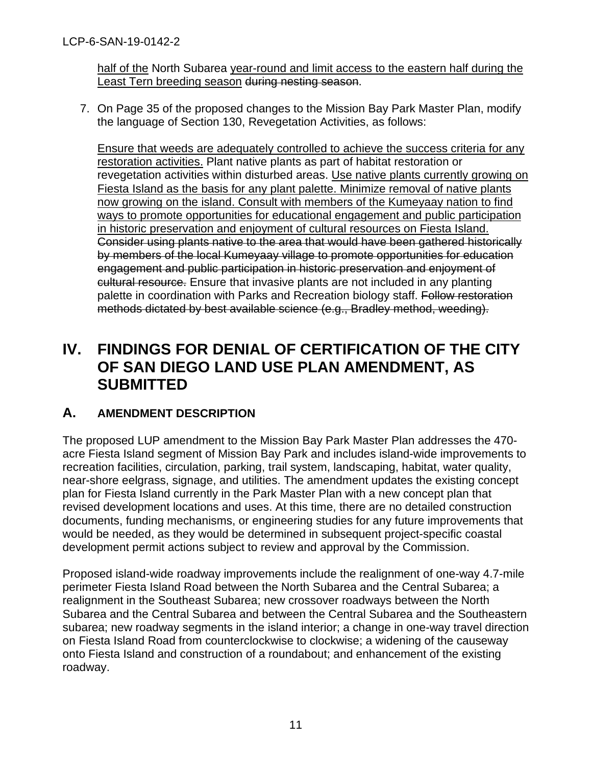half of the North Subarea year-round and limit access to the eastern half during the Least Tern breeding season ~~during nesting season~~.

7. On Page 35 of the proposed changes to the Mission Bay Park Master Plan, modify the language of Section 130, Revegetation Activities, as follows:

   Ensure that weeds are adequately controlled to achieve the success criteria for any restoration activities. Plant native plants as part of habitat restoration or revegetation activities within disturbed areas. Use native plants currently growing on Fiesta Island as the basis for any plant palette. Minimize removal of native plants now growing on the island. Consult with members of the Kumeyaay nation to find ways to promote opportunities for educational engagement and public participation in historic preservation and enjoyment of cultural resources on Fiesta Island. ~~Consider using plants native to the area that would have been gathered historically by members of the local Kumeyaay village to promote opportunities for education engagement and public participation in historic preservation and enjoyment of cultural resource.~~ Ensure that invasive plants are not included in any planting palette in coordination with Parks and Recreation biology staff. ~~Follow restoration methods dictated by best available science (e.g., Bradley method, weeding).~~

# IV. FINDINGS FOR DENIAL OF CERTIFICATION OF THE CITY OF SAN DIEGO LAND USE PLAN AMENDMENT, AS SUBMITTED

## A. AMENDMENT DESCRIPTION

The proposed LUP amendment to the Mission Bay Park Master Plan addresses the 470-acre Fiesta Island segment of Mission Bay Park and includes island-wide improvements to recreation facilities, circulation, parking, trail system, landscaping, habitat, water quality, near-shore eelgrass, signage, and utilities. The amendment updates the existing concept plan for Fiesta Island currently in the Park Master Plan with a new concept plan that revised development locations and uses. At this time, there are no detailed construction documents, funding mechanisms, or engineering studies for any future improvements that would be needed, as they would be determined in subsequent project-specific coastal development permit actions subject to review and approval by the Commission.

Proposed island-wide roadway improvements include the realignment of one-way 4.7-mile perimeter Fiesta Island Road between the North Subarea and the Central Subarea; a realignment in the Southeast Subarea; new crossover roadways between the North Subarea and the Central Subarea and between the Central Subarea and the Southeastern subarea; new roadway segments in the island interior; a change in one-way travel direction on Fiesta Island Road from counterclockwise to clockwise; a widening of the causeway onto Fiesta Island and construction of a roundabout; and enhancement of the existing roadway.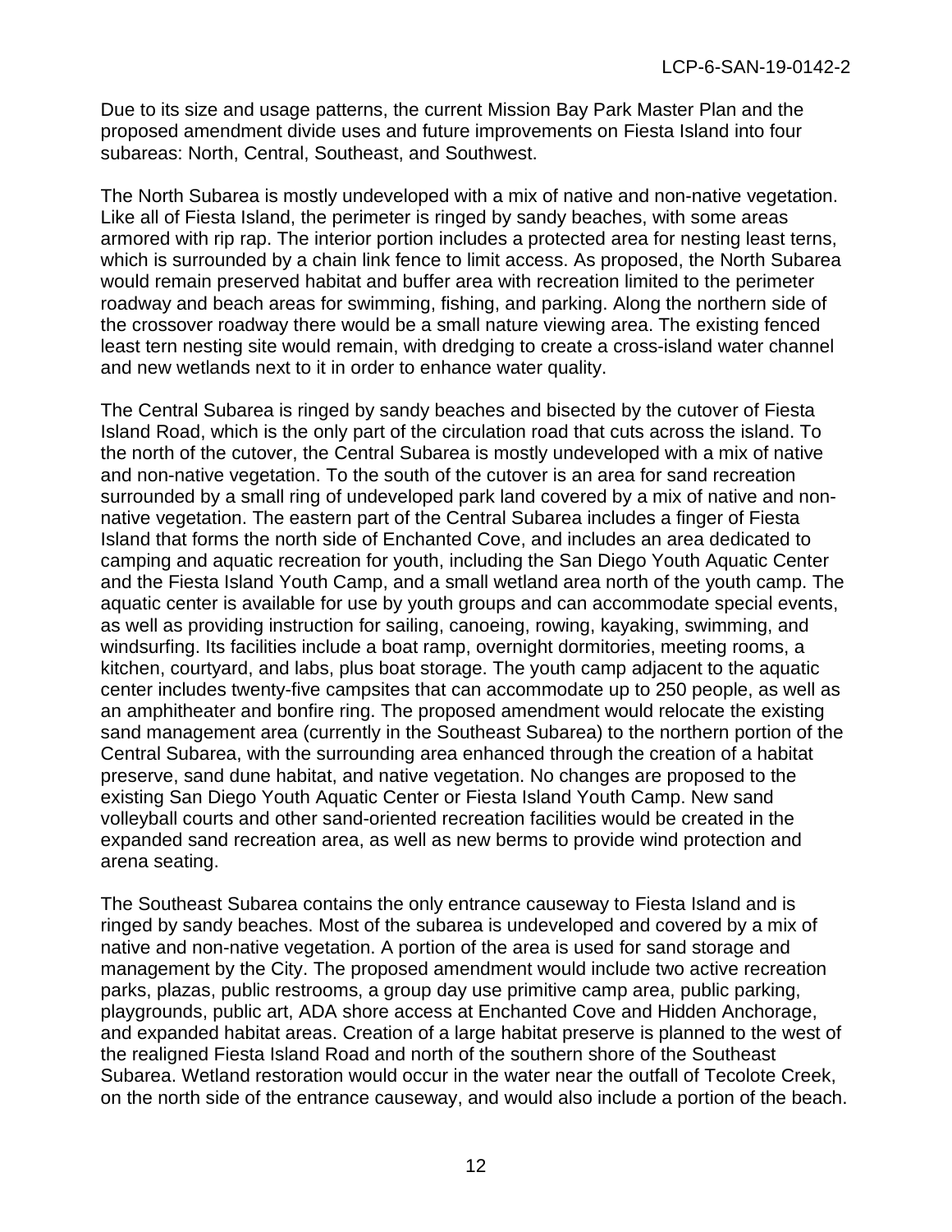Due to its size and usage patterns, the current Mission Bay Park Master Plan and the proposed amendment divide uses and future improvements on Fiesta Island into four subareas: North, Central, Southeast, and Southwest.

The North Subarea is mostly undeveloped with a mix of native and non-native vegetation. Like all of Fiesta Island, the perimeter is ringed by sandy beaches, with some areas armored with rip rap. The interior portion includes a protected area for nesting least terns, which is surrounded by a chain link fence to limit access. As proposed, the North Subarea would remain preserved habitat and buffer area with recreation limited to the perimeter roadway and beach areas for swimming, fishing, and parking. Along the northern side of the crossover roadway there would be a small nature viewing area. The existing fenced least tern nesting site would remain, with dredging to create a cross-island water channel and new wetlands next to it in order to enhance water quality.

The Central Subarea is ringed by sandy beaches and bisected by the cutover of Fiesta Island Road, which is the only part of the circulation road that cuts across the island. To the north of the cutover, the Central Subarea is mostly undeveloped with a mix of native and non-native vegetation. To the south of the cutover is an area for sand recreation surrounded by a small ring of undeveloped park land covered by a mix of native and non-native vegetation. The eastern part of the Central Subarea includes a finger of Fiesta Island that forms the north side of Enchanted Cove, and includes an area dedicated to camping and aquatic recreation for youth, including the San Diego Youth Aquatic Center and the Fiesta Island Youth Camp, and a small wetland area north of the youth camp. The aquatic center is available for use by youth groups and can accommodate special events, as well as providing instruction for sailing, canoeing, rowing, kayaking, swimming, and windsurfing. Its facilities include a boat ramp, overnight dormitories, meeting rooms, a kitchen, courtyard, and labs, plus boat storage. The youth camp adjacent to the aquatic center includes twenty-five campsites that can accommodate up to 250 people, as well as an amphitheater and bonfire ring. The proposed amendment would relocate the existing sand management area (currently in the Southeast Subarea) to the northern portion of the Central Subarea, with the surrounding area enhanced through the creation of a habitat preserve, sand dune habitat, and native vegetation. No changes are proposed to the existing San Diego Youth Aquatic Center or Fiesta Island Youth Camp. New sand volleyball courts and other sand-oriented recreation facilities would be created in the expanded sand recreation area, as well as new berms to provide wind protection and arena seating.

The Southeast Subarea contains the only entrance causeway to Fiesta Island and is ringed by sandy beaches. Most of the subarea is undeveloped and covered by a mix of native and non-native vegetation. A portion of the area is used for sand storage and management by the City. The proposed amendment would include two active recreation parks, plazas, public restrooms, a group day use primitive camp area, public parking, playgrounds, public art, ADA shore access at Enchanted Cove and Hidden Anchorage, and expanded habitat areas. Creation of a large habitat preserve is planned to the west of the realigned Fiesta Island Road and north of the southern shore of the Southeast Subarea. Wetland restoration would occur in the water near the outfall of Tecolote Creek, on the north side of the entrance causeway, and would also include a portion of the beach.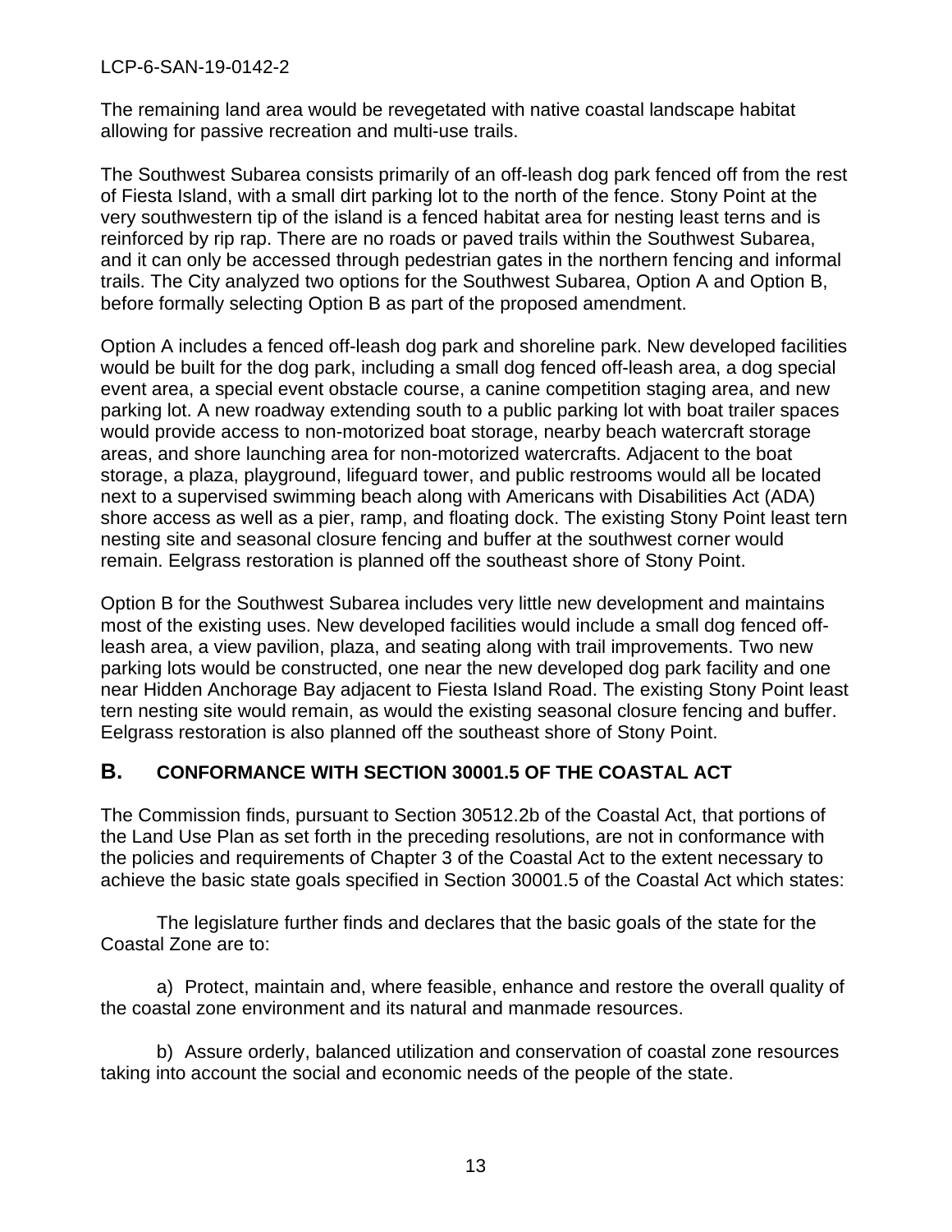The remaining land area would be revegetated with native coastal landscape habitat allowing for passive recreation and multi-use trails.

The Southwest Subarea consists primarily of an off-leash dog park fenced off from the rest of Fiesta Island, with a small dirt parking lot to the north of the fence. Stony Point at the very southwestern tip of the island is a fenced habitat area for nesting least terns and is reinforced by rip rap. There are no roads or paved trails within the Southwest Subarea, and it can only be accessed through pedestrian gates in the northern fencing and informal trails. The City analyzed two options for the Southwest Subarea, Option A and Option B, before formally selecting Option B as part of the proposed amendment.

Option A includes a fenced off-leash dog park and shoreline park. New developed facilities would be built for the dog park, including a small dog fenced off-leash area, a dog special event area, a special event obstacle course, a canine competition staging area, and new parking lot. A new roadway extending south to a public parking lot with boat trailer spaces would provide access to non-motorized boat storage, nearby beach watercraft storage areas, and shore launching area for non-motorized watercrafts. Adjacent to the boat storage, a plaza, playground, lifeguard tower, and public restrooms would all be located next to a supervised swimming beach along with Americans with Disabilities Act (ADA) shore access as well as a pier, ramp, and floating dock. The existing Stony Point least tern nesting site and seasonal closure fencing and buffer at the southwest corner would remain. Eelgrass restoration is planned off the southeast shore of Stony Point.

Option B for the Southwest Subarea includes very little new development and maintains most of the existing uses. New developed facilities would include a small dog fenced off-leash area, a view pavilion, plaza, and seating along with trail improvements. Two new parking lots would be constructed, one near the new developed dog park facility and one near Hidden Anchorage Bay adjacent to Fiesta Island Road. The existing Stony Point least tern nesting site would remain, as would the existing seasonal closure fencing and buffer. Eelgrass restoration is also planned off the southeast shore of Stony Point.

## B. CONFORMANCE WITH SECTION 30001.5 OF THE COASTAL ACT

The Commission finds, pursuant to Section 30512.2b of the Coastal Act, that portions of the Land Use Plan as set forth in the preceding resolutions, are not in conformance with the policies and requirements of Chapter 3 of the Coastal Act to the extent necessary to achieve the basic state goals specified in Section 30001.5 of the Coastal Act which states:

The legislature further finds and declares that the basic goals of the state for the Coastal Zone are to:

a) Protect, maintain and, where feasible, enhance and restore the overall quality of the coastal zone environment and its natural and manmade resources.

b) Assure orderly, balanced utilization and conservation of coastal zone resources taking into account the social and economic needs of the people of the state.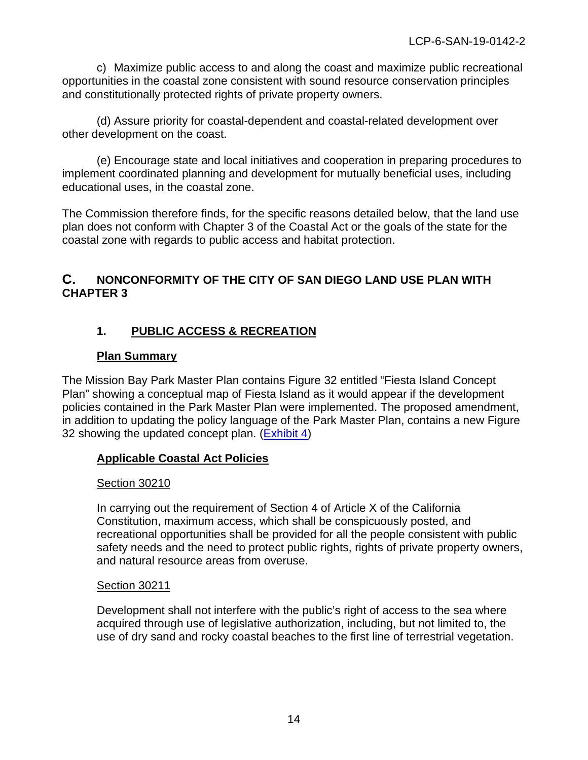c) Maximize public access to and along the coast and maximize public recreational opportunities in the coastal zone consistent with sound resource conservation principles and constitutionally protected rights of private property owners.

(d) Assure priority for coastal-dependent and coastal-related development over other development on the coast.

(e) Encourage state and local initiatives and cooperation in preparing procedures to implement coordinated planning and development for mutually beneficial uses, including educational uses, in the coastal zone.

The Commission therefore finds, for the specific reasons detailed below, that the land use plan does not conform with Chapter 3 of the Coastal Act or the goals of the state for the coastal zone with regards to public access and habitat protection.

## C. NONCONFORMITY OF THE CITY OF SAN DIEGO LAND USE PLAN WITH CHAPTER 3

### 1. PUBLIC ACCESS & RECREATION

**Plan Summary**

The Mission Bay Park Master Plan contains Figure 32 entitled "Fiesta Island Concept Plan" showing a conceptual map of Fiesta Island as it would appear if the development policies contained in the Park Master Plan were implemented. The proposed amendment, in addition to updating the policy language of the Park Master Plan, contains a new Figure 32 showing the updated concept plan. (Exhibit 4)

**Applicable Coastal Act Policies**

Section 30210

In carrying out the requirement of Section 4 of Article X of the California Constitution, maximum access, which shall be conspicuously posted, and recreational opportunities shall be provided for all the people consistent with public safety needs and the need to protect public rights, rights of private property owners, and natural resource areas from overuse.

Section 30211

Development shall not interfere with the public's right of access to the sea where acquired through use of legislative authorization, including, but not limited to, the use of dry sand and rocky coastal beaches to the first line of terrestrial vegetation.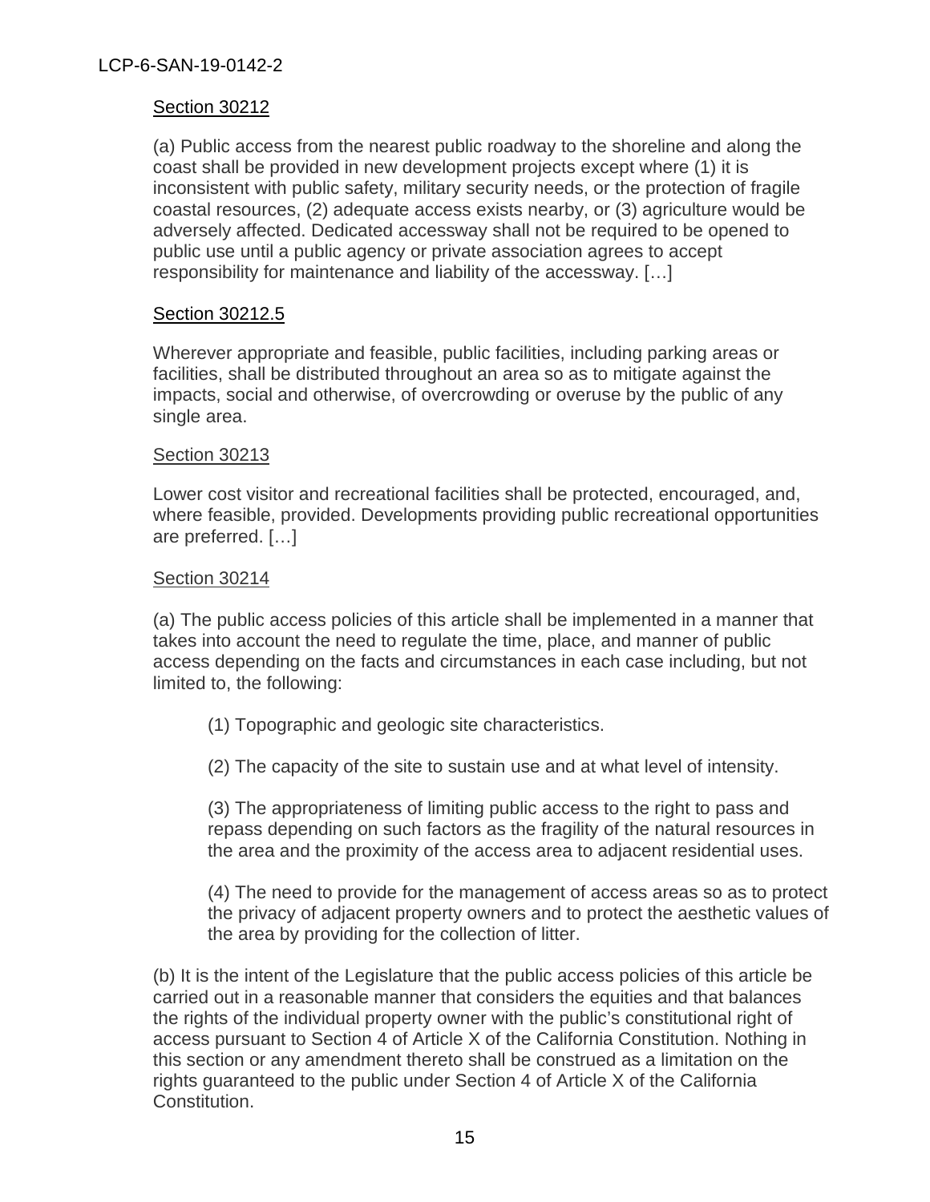<u>Section 30212</u>

(a) Public access from the nearest public roadway to the shoreline and along the coast shall be provided in new development projects except where (1) it is inconsistent with public safety, military security needs, or the protection of fragile coastal resources, (2) adequate access exists nearby, or (3) agriculture would be adversely affected. Dedicated accessway shall not be required to be opened to public use until a public agency or private association agrees to accept responsibility for maintenance and liability of the accessway. […]

<u>Section 30212.5</u>

Wherever appropriate and feasible, public facilities, including parking areas or facilities, shall be distributed throughout an area so as to mitigate against the impacts, social and otherwise, of overcrowding or overuse by the public of any single area.

<u>Section 30213</u>

Lower cost visitor and recreational facilities shall be protected, encouraged, and, where feasible, provided. Developments providing public recreational opportunities are preferred. […]

<u>Section 30214</u>

(a) The public access policies of this article shall be implemented in a manner that takes into account the need to regulate the time, place, and manner of public access depending on the facts and circumstances in each case including, but not limited to, the following:

(1) Topographic and geologic site characteristics.

(2) The capacity of the site to sustain use and at what level of intensity.

(3) The appropriateness of limiting public access to the right to pass and repass depending on such factors as the fragility of the natural resources in the area and the proximity of the access area to adjacent residential uses.

(4) The need to provide for the management of access areas so as to protect the privacy of adjacent property owners and to protect the aesthetic values of the area by providing for the collection of litter.

(b) It is the intent of the Legislature that the public access policies of this article be carried out in a reasonable manner that considers the equities and that balances the rights of the individual property owner with the public's constitutional right of access pursuant to Section 4 of Article X of the California Constitution. Nothing in this section or any amendment thereto shall be construed as a limitation on the rights guaranteed to the public under Section 4 of Article X of the California Constitution.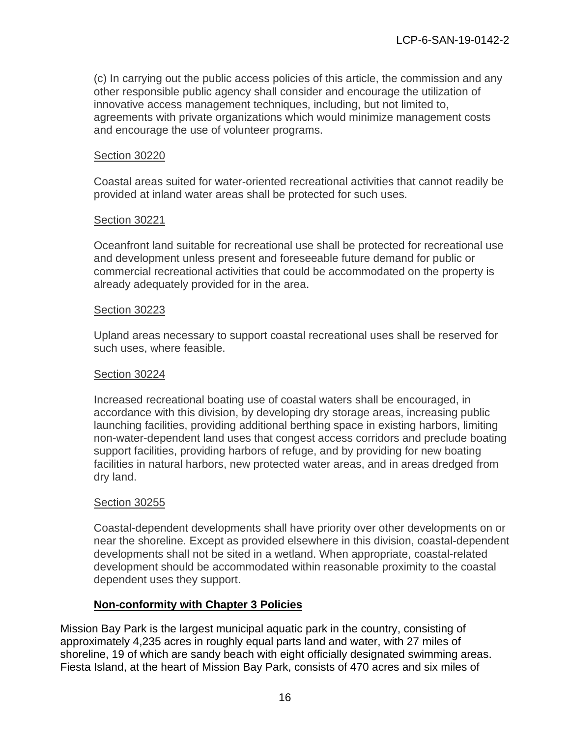(c) In carrying out the public access policies of this article, the commission and any other responsible public agency shall consider and encourage the utilization of innovative access management techniques, including, but not limited to, agreements with private organizations which would minimize management costs and encourage the use of volunteer programs.

Section 30220

Coastal areas suited for water-oriented recreational activities that cannot readily be provided at inland water areas shall be protected for such uses.

Section 30221

Oceanfront land suitable for recreational use shall be protected for recreational use and development unless present and foreseeable future demand for public or commercial recreational activities that could be accommodated on the property is already adequately provided for in the area.

Section 30223

Upland areas necessary to support coastal recreational uses shall be reserved for such uses, where feasible.

Section 30224

Increased recreational boating use of coastal waters shall be encouraged, in accordance with this division, by developing dry storage areas, increasing public launching facilities, providing additional berthing space in existing harbors, limiting non-water-dependent land uses that congest access corridors and preclude boating support facilities, providing harbors of refuge, and by providing for new boating facilities in natural harbors, new protected water areas, and in areas dredged from dry land.

Section 30255

Coastal-dependent developments shall have priority over other developments on or near the shoreline. Except as provided elsewhere in this division, coastal-dependent developments shall not be sited in a wetland. When appropriate, coastal-related development should be accommodated within reasonable proximity to the coastal dependent uses they support.

## Non-conformity with Chapter 3 Policies

Mission Bay Park is the largest municipal aquatic park in the country, consisting of approximately 4,235 acres in roughly equal parts land and water, with 27 miles of shoreline, 19 of which are sandy beach with eight officially designated swimming areas. Fiesta Island, at the heart of Mission Bay Park, consists of 470 acres and six miles of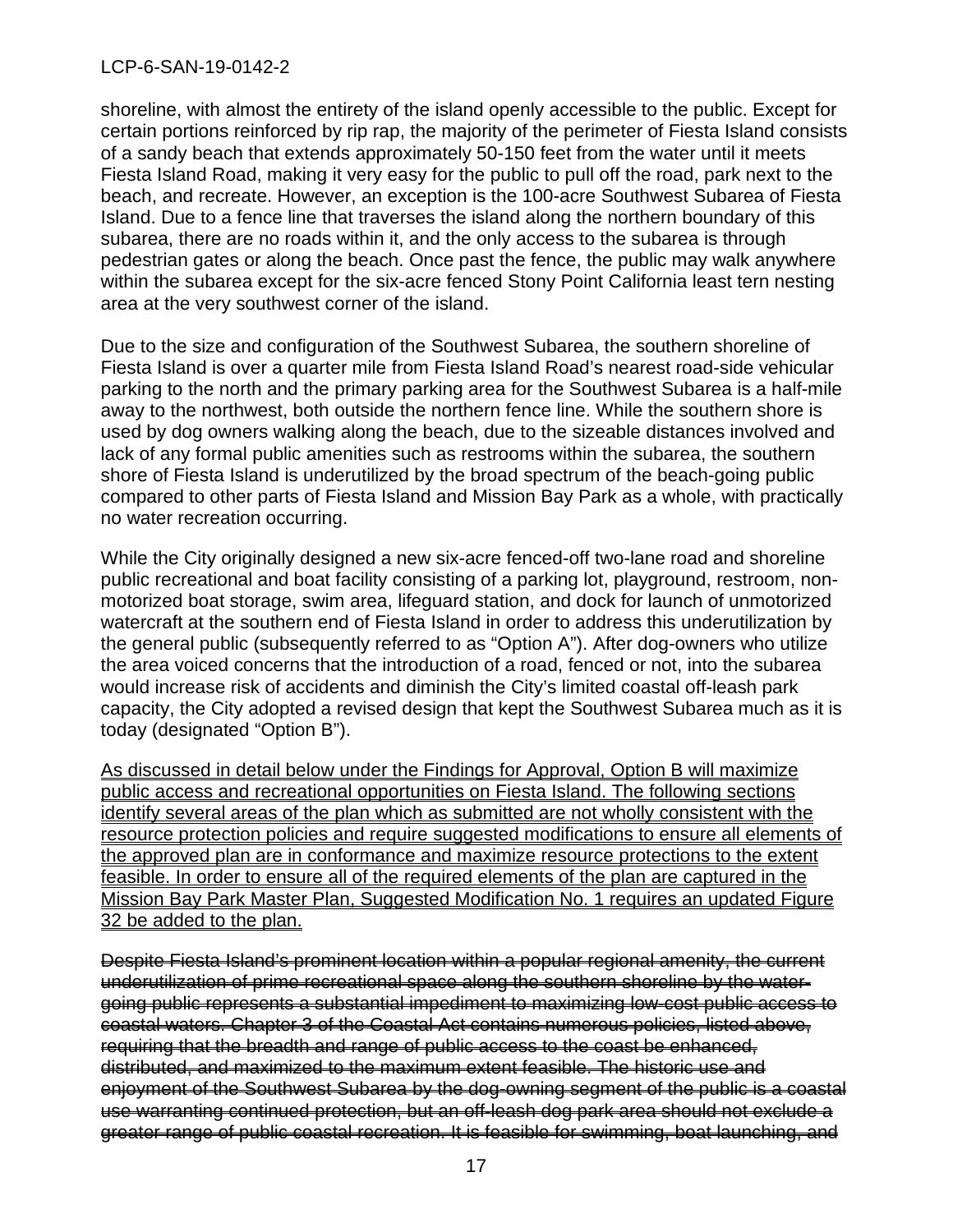shoreline, with almost the entirety of the island openly accessible to the public. Except for certain portions reinforced by rip rap, the majority of the perimeter of Fiesta Island consists of a sandy beach that extends approximately 50-150 feet from the water until it meets Fiesta Island Road, making it very easy for the public to pull off the road, park next to the beach, and recreate. However, an exception is the 100-acre Southwest Subarea of Fiesta Island. Due to a fence line that traverses the island along the northern boundary of this subarea, there are no roads within it, and the only access to the subarea is through pedestrian gates or along the beach. Once past the fence, the public may walk anywhere within the subarea except for the six-acre fenced Stony Point California least tern nesting area at the very southwest corner of the island.

Due to the size and configuration of the Southwest Subarea, the southern shoreline of Fiesta Island is over a quarter mile from Fiesta Island Road's nearest road-side vehicular parking to the north and the primary parking area for the Southwest Subarea is a half-mile away to the northwest, both outside the northern fence line. While the southern shore is used by dog owners walking along the beach, due to the sizeable distances involved and lack of any formal public amenities such as restrooms within the subarea, the southern shore of Fiesta Island is underutilized by the broad spectrum of the beach-going public compared to other parts of Fiesta Island and Mission Bay Park as a whole, with practically no water recreation occurring.

While the City originally designed a new six-acre fenced-off two-lane road and shoreline public recreational and boat facility consisting of a parking lot, playground, restroom, non-motorized boat storage, swim area, lifeguard station, and dock for launch of unmotorized watercraft at the southern end of Fiesta Island in order to address this underutilization by the general public (subsequently referred to as "Option A"). After dog-owners who utilize the area voiced concerns that the introduction of a road, fenced or not, into the subarea would increase risk of accidents and diminish the City's limited coastal off-leash park capacity, the City adopted a revised design that kept the Southwest Subarea much as it is today (designated "Option B").

<u>As discussed in detail below under the Findings for Approval, Option B will maximize public access and recreational opportunities on Fiesta Island. The following sections identify several areas of the plan which as submitted are not wholly consistent with the resource protection policies and require suggested modifications to ensure all elements of the approved plan are in conformance and maximize resource protections to the extent feasible. In order to ensure all of the required elements of the plan are captured in the Mission Bay Park Master Plan, Suggested Modification No. 1 requires an updated Figure 32 be added to the plan.</u>

~~Despite Fiesta Island's prominent location within a popular regional amenity, the current underutilization of prime recreational space along the southern shoreline by the water-going public represents a substantial impediment to maximizing low-cost public access to coastal waters. Chapter 3 of the Coastal Act contains numerous policies, listed above, requiring that the breadth and range of public access to the coast be enhanced, distributed, and maximized to the maximum extent feasible. The historic use and enjoyment of the Southwest Subarea by the dog-owning segment of the public is a coastal use warranting continued protection, but an off-leash dog park area should not exclude a greater range of public coastal recreation. It is feasible for swimming, boat launching, and~~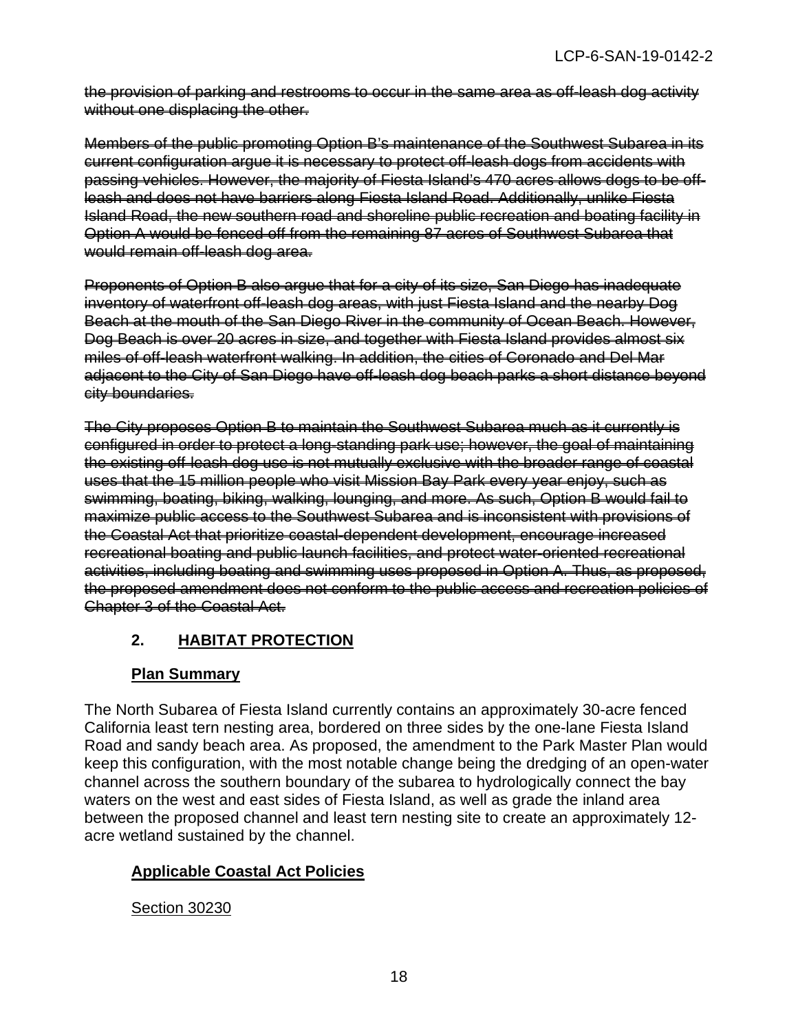~~the provision of parking and restrooms to occur in the same area as off-leash dog activity without one displacing the other.~~

~~Members of the public promoting Option B's maintenance of the Southwest Subarea in its current configuration argue it is necessary to protect off-leash dogs from accidents with passing vehicles. However, the majority of Fiesta Island's 470 acres allows dogs to be off-leash and does not have barriers along Fiesta Island Road. Additionally, unlike Fiesta Island Road, the new southern road and shoreline public recreation and boating facility in Option A would be fenced off from the remaining 87 acres of Southwest Subarea that would remain off-leash dog area.~~

~~Proponents of Option B also argue that for a city of its size, San Diego has inadequate inventory of waterfront off-leash dog areas, with just Fiesta Island and the nearby Dog Beach at the mouth of the San Diego River in the community of Ocean Beach. However, Dog Beach is over 20 acres in size, and together with Fiesta Island provides almost six miles of off-leash waterfront walking. In addition, the cities of Coronado and Del Mar adjacent to the City of San Diego have off-leash dog beach parks a short distance beyond city boundaries.~~

~~The City proposes Option B to maintain the Southwest Subarea much as it currently is configured in order to protect a long-standing park use; however, the goal of maintaining the existing off-leash dog use is not mutually exclusive with the broader range of coastal uses that the 15 million people who visit Mission Bay Park every year enjoy, such as swimming, boating, biking, walking, lounging, and more. As such, Option B would fail to maximize public access to the Southwest Subarea and is inconsistent with provisions of the Coastal Act that prioritize coastal-dependent development, encourage increased recreational boating and public launch facilities, and protect water-oriented recreational activities, including boating and swimming uses proposed in Option A. Thus, as proposed, the proposed amendment does not conform to the public access and recreation policies of Chapter 3 of the Coastal Act.~~

## 2. HABITAT PROTECTION

### Plan Summary

The North Subarea of Fiesta Island currently contains an approximately 30-acre fenced California least tern nesting area, bordered on three sides by the one-lane Fiesta Island Road and sandy beach area. As proposed, the amendment to the Park Master Plan would keep this configuration, with the most notable change being the dredging of an open-water channel across the southern boundary of the subarea to hydrologically connect the bay waters on the west and east sides of Fiesta Island, as well as grade the inland area between the proposed channel and least tern nesting site to create an approximately 12-acre wetland sustained by the channel.

### Applicable Coastal Act Policies

Section 30230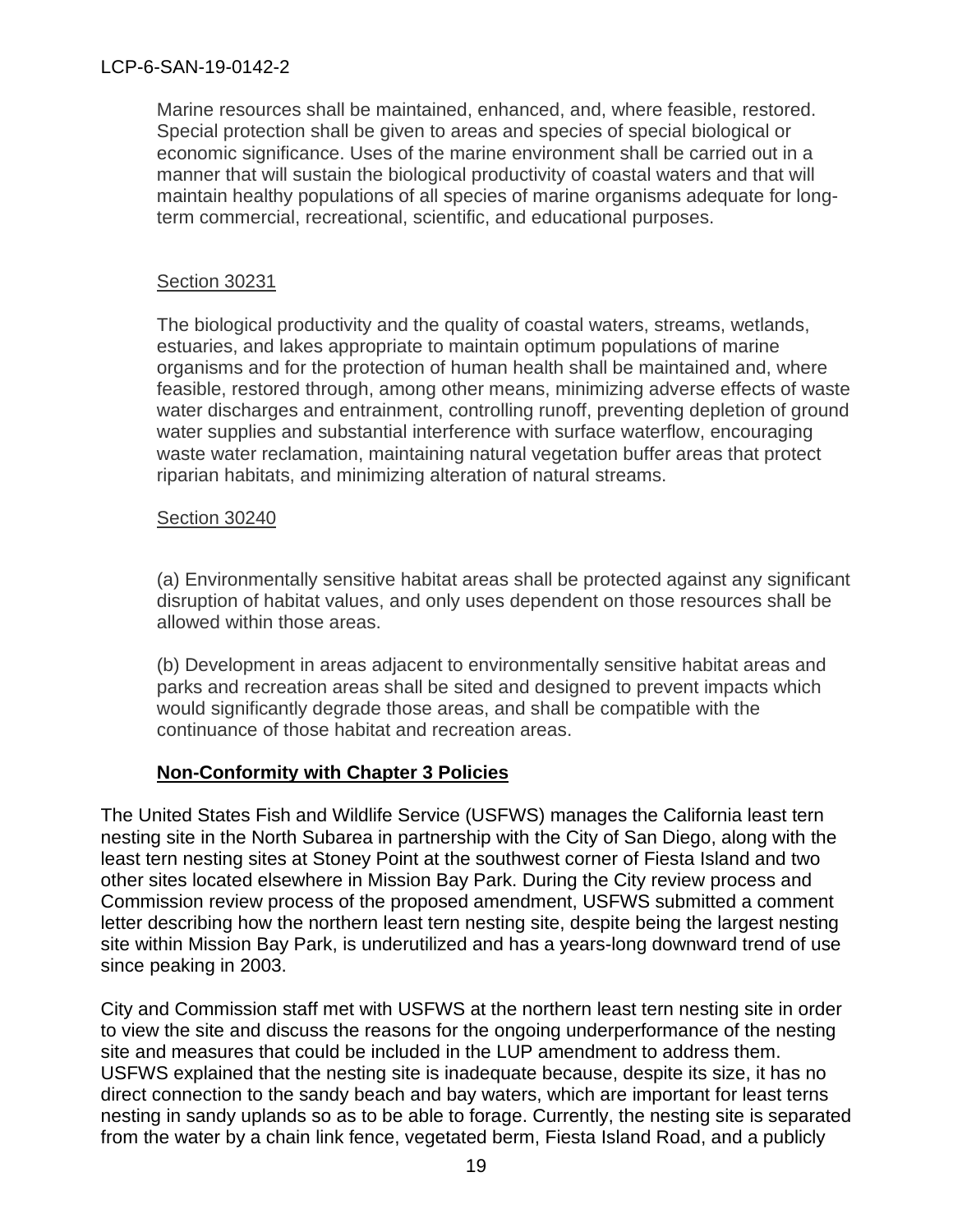Marine resources shall be maintained, enhanced, and, where feasible, restored. Special protection shall be given to areas and species of special biological or economic significance. Uses of the marine environment shall be carried out in a manner that will sustain the biological productivity of coastal waters and that will maintain healthy populations of all species of marine organisms adequate for long-term commercial, recreational, scientific, and educational purposes.

Section 30231

The biological productivity and the quality of coastal waters, streams, wetlands, estuaries, and lakes appropriate to maintain optimum populations of marine organisms and for the protection of human health shall be maintained and, where feasible, restored through, among other means, minimizing adverse effects of waste water discharges and entrainment, controlling runoff, preventing depletion of ground water supplies and substantial interference with surface waterflow, encouraging waste water reclamation, maintaining natural vegetation buffer areas that protect riparian habitats, and minimizing alteration of natural streams.

Section 30240

(a) Environmentally sensitive habitat areas shall be protected against any significant disruption of habitat values, and only uses dependent on those resources shall be allowed within those areas.

(b) Development in areas adjacent to environmentally sensitive habitat areas and parks and recreation areas shall be sited and designed to prevent impacts which would significantly degrade those areas, and shall be compatible with the continuance of those habitat and recreation areas.

**Non-Conformity with Chapter 3 Policies**

The United States Fish and Wildlife Service (USFWS) manages the California least tern nesting site in the North Subarea in partnership with the City of San Diego, along with the least tern nesting sites at Stoney Point at the southwest corner of Fiesta Island and two other sites located elsewhere in Mission Bay Park. During the City review process and Commission review process of the proposed amendment, USFWS submitted a comment letter describing how the northern least tern nesting site, despite being the largest nesting site within Mission Bay Park, is underutilized and has a years-long downward trend of use since peaking in 2003.

City and Commission staff met with USFWS at the northern least tern nesting site in order to view the site and discuss the reasons for the ongoing underperformance of the nesting site and measures that could be included in the LUP amendment to address them. USFWS explained that the nesting site is inadequate because, despite its size, it has no direct connection to the sandy beach and bay waters, which are important for least terns nesting in sandy uplands so as to be able to forage. Currently, the nesting site is separated from the water by a chain link fence, vegetated berm, Fiesta Island Road, and a publicly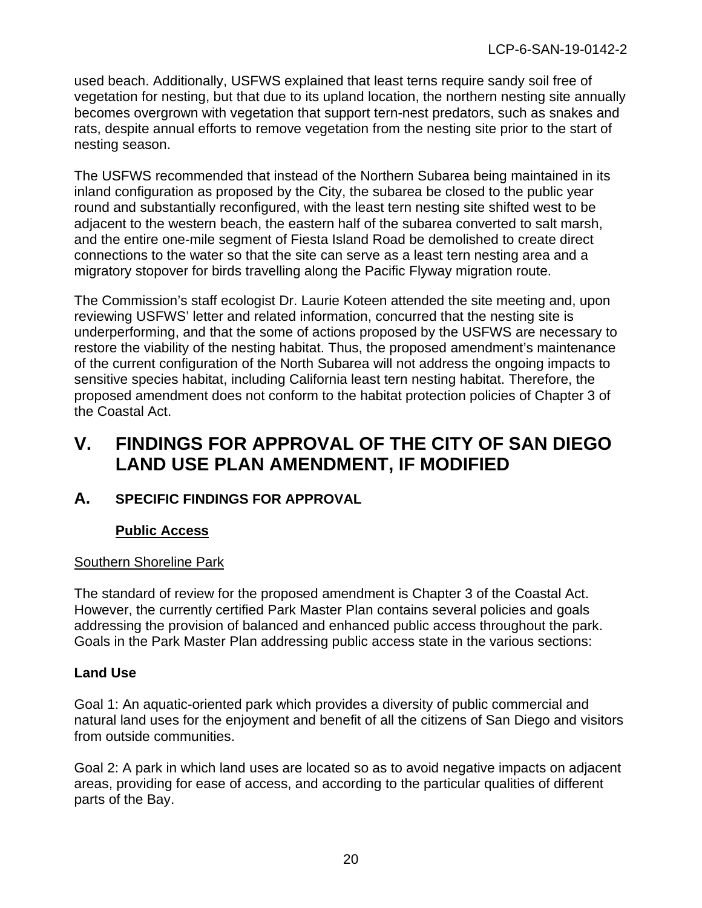used beach. Additionally, USFWS explained that least terns require sandy soil free of vegetation for nesting, but that due to its upland location, the northern nesting site annually becomes overgrown with vegetation that support tern-nest predators, such as snakes and rats, despite annual efforts to remove vegetation from the nesting site prior to the start of nesting season.

The USFWS recommended that instead of the Northern Subarea being maintained in its inland configuration as proposed by the City, the subarea be closed to the public year round and substantially reconfigured, with the least tern nesting site shifted west to be adjacent to the western beach, the eastern half of the subarea converted to salt marsh, and the entire one-mile segment of Fiesta Island Road be demolished to create direct connections to the water so that the site can serve as a least tern nesting area and a migratory stopover for birds travelling along the Pacific Flyway migration route.

The Commission's staff ecologist Dr. Laurie Koteen attended the site meeting and, upon reviewing USFWS' letter and related information, concurred that the nesting site is underperforming, and that the some of actions proposed by the USFWS are necessary to restore the viability of the nesting habitat. Thus, the proposed amendment's maintenance of the current configuration of the North Subarea will not address the ongoing impacts to sensitive species habitat, including California least tern nesting habitat. Therefore, the proposed amendment does not conform to the habitat protection policies of Chapter 3 of the Coastal Act.

# V. FINDINGS FOR APPROVAL OF THE CITY OF SAN DIEGO LAND USE PLAN AMENDMENT, IF MODIFIED

## A. SPECIFIC FINDINGS FOR APPROVAL

### <u>Public Access</u>

<u>Southern Shoreline Park</u>

The standard of review for the proposed amendment is Chapter 3 of the Coastal Act. However, the currently certified Park Master Plan contains several policies and goals addressing the provision of balanced and enhanced public access throughout the park. Goals in the Park Master Plan addressing public access state in the various sections:

**Land Use**

Goal 1: An aquatic-oriented park which provides a diversity of public commercial and natural land uses for the enjoyment and benefit of all the citizens of San Diego and visitors from outside communities.

Goal 2: A park in which land uses are located so as to avoid negative impacts on adjacent areas, providing for ease of access, and according to the particular qualities of different parts of the Bay.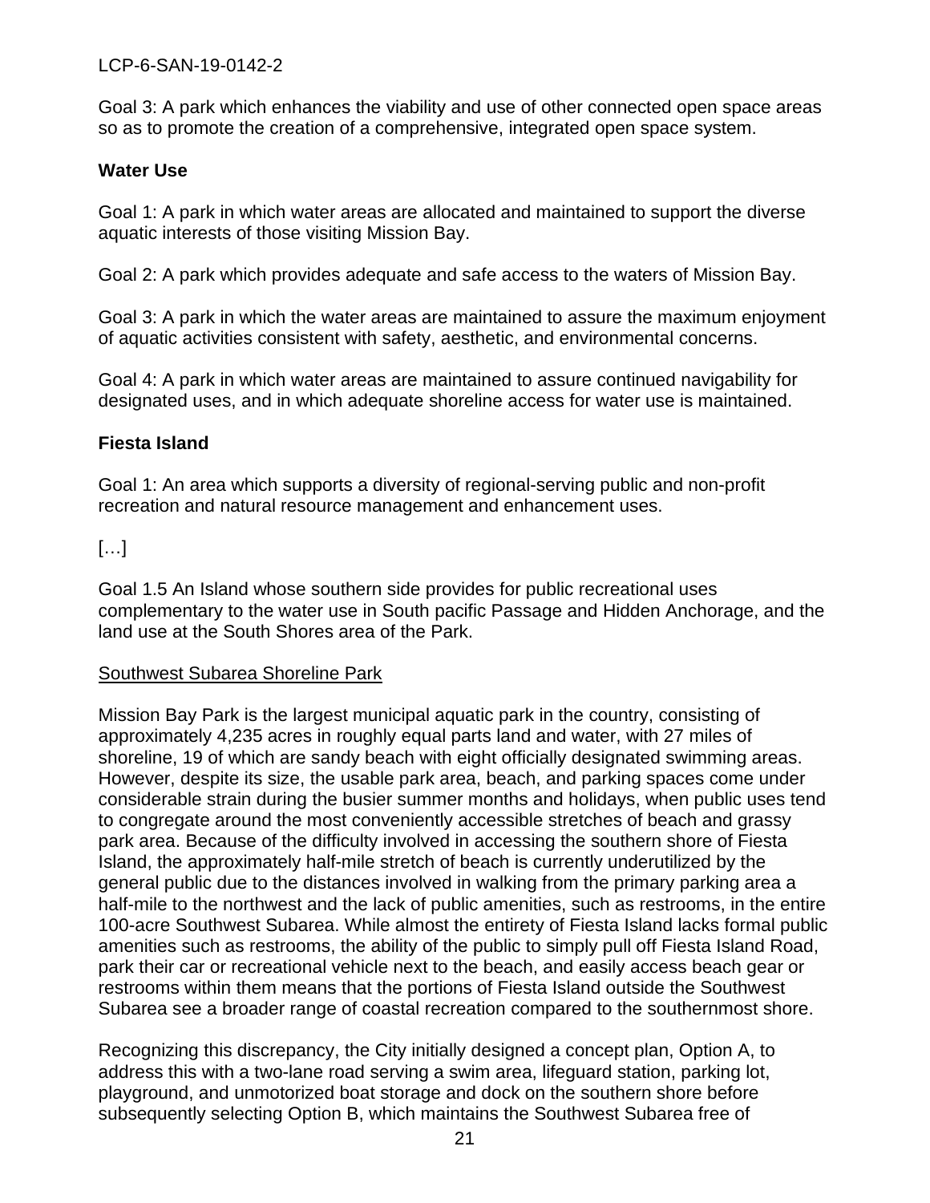Goal 3: A park which enhances the viability and use of other connected open space areas so as to promote the creation of a comprehensive, integrated open space system.

**Water Use**

Goal 1: A park in which water areas are allocated and maintained to support the diverse aquatic interests of those visiting Mission Bay.

Goal 2: A park which provides adequate and safe access to the waters of Mission Bay.

Goal 3: A park in which the water areas are maintained to assure the maximum enjoyment of aquatic activities consistent with safety, aesthetic, and environmental concerns.

Goal 4: A park in which water areas are maintained to assure continued navigability for designated uses, and in which adequate shoreline access for water use is maintained.

**Fiesta Island**

Goal 1: An area which supports a diversity of regional-serving public and non-profit recreation and natural resource management and enhancement uses.

[…]

Goal 1.5 An Island whose southern side provides for public recreational uses complementary to the water use in South pacific Passage and Hidden Anchorage, and the land use at the South Shores area of the Park.

<u>Southwest Subarea Shoreline Park</u>

Mission Bay Park is the largest municipal aquatic park in the country, consisting of approximately 4,235 acres in roughly equal parts land and water, with 27 miles of shoreline, 19 of which are sandy beach with eight officially designated swimming areas. However, despite its size, the usable park area, beach, and parking spaces come under considerable strain during the busier summer months and holidays, when public uses tend to congregate around the most conveniently accessible stretches of beach and grassy park area. Because of the difficulty involved in accessing the southern shore of Fiesta Island, the approximately half-mile stretch of beach is currently underutilized by the general public due to the distances involved in walking from the primary parking area a half-mile to the northwest and the lack of public amenities, such as restrooms, in the entire 100-acre Southwest Subarea. While almost the entirety of Fiesta Island lacks formal public amenities such as restrooms, the ability of the public to simply pull off Fiesta Island Road, park their car or recreational vehicle next to the beach, and easily access beach gear or restrooms within them means that the portions of Fiesta Island outside the Southwest Subarea see a broader range of coastal recreation compared to the southernmost shore.

Recognizing this discrepancy, the City initially designed a concept plan, Option A, to address this with a two-lane road serving a swim area, lifeguard station, parking lot, playground, and unmotorized boat storage and dock on the southern shore before subsequently selecting Option B, which maintains the Southwest Subarea free of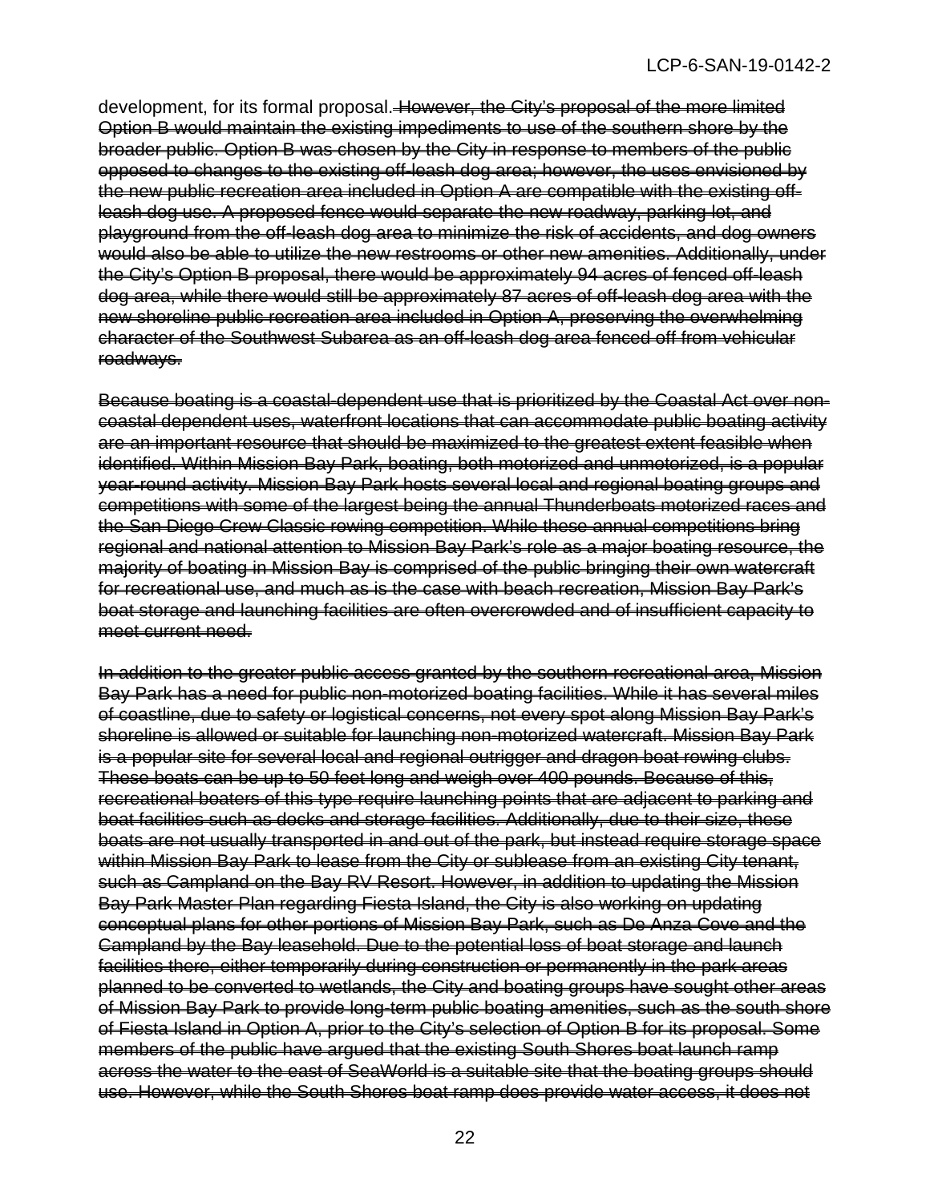development, for its formal proposal. ~~However, the City's proposal of the more limited Option B would maintain the existing impediments to use of the southern shore by the broader public. Option B was chosen by the City in response to members of the public opposed to changes to the existing off-leash dog area; however, the uses envisioned by the new public recreation area included in Option A are compatible with the existing off-leash dog use. A proposed fence would separate the new roadway, parking lot, and playground from the off-leash dog area to minimize the risk of accidents, and dog owners would also be able to utilize the new restrooms or other new amenities. Additionally, under the City's Option B proposal, there would be approximately 94 acres of fenced off-leash dog area, while there would still be approximately 87 acres of off-leash dog area with the new shoreline public recreation area included in Option A, preserving the overwhelming character of the Southwest Subarea as an off-leash dog area fenced off from vehicular roadways.~~

~~Because boating is a coastal-dependent use that is prioritized by the Coastal Act over non-coastal dependent uses, waterfront locations that can accommodate public boating activity are an important resource that should be maximized to the greatest extent feasible when identified. Within Mission Bay Park, boating, both motorized and unmotorized, is a popular year-round activity. Mission Bay Park hosts several local and regional boating groups and competitions with some of the largest being the annual Thunderboats motorized races and the San Diego Crew Classic rowing competition. While these annual competitions bring regional and national attention to Mission Bay Park's role as a major boating resource, the majority of boating in Mission Bay is comprised of the public bringing their own watercraft for recreational use, and much as is the case with beach recreation, Mission Bay Park's boat storage and launching facilities are often overcrowded and of insufficient capacity to meet current need.~~

~~In addition to the greater public access granted by the southern recreational area, Mission Bay Park has a need for public non-motorized boating facilities. While it has several miles of coastline, due to safety or logistical concerns, not every spot along Mission Bay Park's shoreline is allowed or suitable for launching non-motorized watercraft. Mission Bay Park is a popular site for several local and regional outrigger and dragon boat rowing clubs. These boats can be up to 50 feet long and weigh over 400 pounds. Because of this, recreational boaters of this type require launching points that are adjacent to parking and boat facilities such as docks and storage facilities. Additionally, due to their size, these boats are not usually transported in and out of the park, but instead require storage space within Mission Bay Park to lease from the City or sublease from an existing City tenant, such as Campland on the Bay RV Resort. However, in addition to updating the Mission Bay Park Master Plan regarding Fiesta Island, the City is also working on updating conceptual plans for other portions of Mission Bay Park, such as De Anza Cove and the Campland by the Bay leasehold. Due to the potential loss of boat storage and launch facilities there, either temporarily during construction or permanently in the park areas planned to be converted to wetlands, the City and boating groups have sought other areas of Mission Bay Park to provide long-term public boating amenities, such as the south shore of Fiesta Island in Option A, prior to the City's selection of Option B for its proposal. Some members of the public have argued that the existing South Shores boat launch ramp across the water to the east of SeaWorld is a suitable site that the boating groups should use. However, while the South Shores boat ramp does provide water access, it does not~~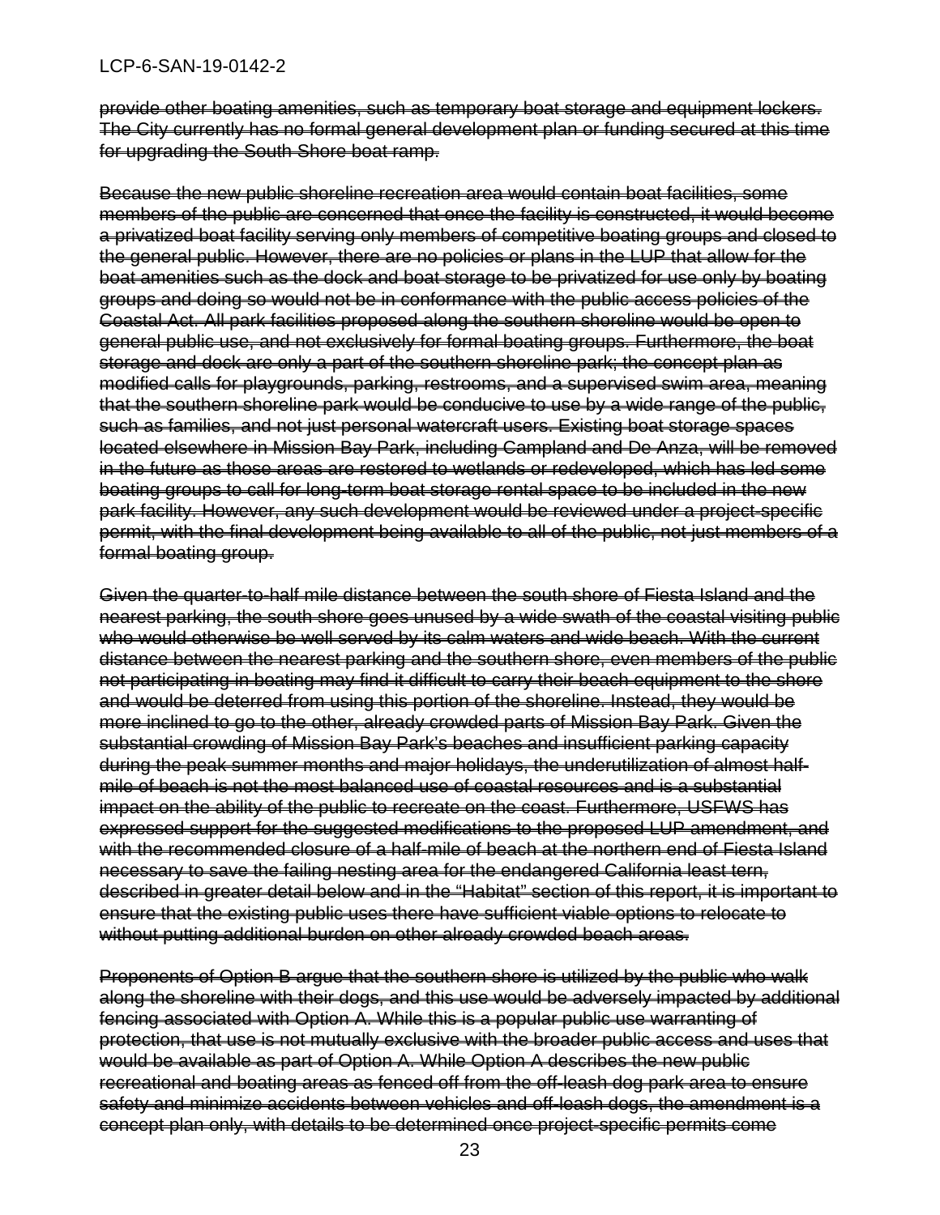~~provide other boating amenities, such as temporary boat storage and equipment lockers. The City currently has no formal general development plan or funding secured at this time for upgrading the South Shore boat ramp.~~

~~Because the new public shoreline recreation area would contain boat facilities, some members of the public are concerned that once the facility is constructed, it would become a privatized boat facility serving only members of competitive boating groups and closed to the general public. However, there are no policies or plans in the LUP that allow for the boat amenities such as the dock and boat storage to be privatized for use only by boating groups and doing so would not be in conformance with the public access policies of the Coastal Act. All park facilities proposed along the southern shoreline would be open to general public use, and not exclusively for formal boating groups. Furthermore, the boat storage and dock are only a part of the southern shoreline park; the concept plan as modified calls for playgrounds, parking, restrooms, and a supervised swim area, meaning that the southern shoreline park would be conducive to use by a wide range of the public, such as families, and not just personal watercraft users. Existing boat storage spaces located elsewhere in Mission Bay Park, including Campland and De Anza, will be removed in the future as those areas are restored to wetlands or redeveloped, which has led some boating groups to call for long-term boat storage rental space to be included in the new park facility. However, any such development would be reviewed under a project-specific permit, with the final development being available to all of the public, not just members of a formal boating group.~~

~~Given the quarter-to-half mile distance between the south shore of Fiesta Island and the nearest parking, the south shore goes unused by a wide swath of the coastal visiting public who would otherwise be well served by its calm waters and wide beach. With the current distance between the nearest parking and the southern shore, even members of the public not participating in boating may find it difficult to carry their beach equipment to the shore and would be deterred from using this portion of the shoreline. Instead, they would be more inclined to go to the other, already crowded parts of Mission Bay Park. Given the substantial crowding of Mission Bay Park's beaches and insufficient parking capacity during the peak summer months and major holidays, the underutilization of almost half-mile of beach is not the most balanced use of coastal resources and is a substantial impact on the ability of the public to recreate on the coast. Furthermore, USFWS has expressed support for the suggested modifications to the proposed LUP amendment, and with the recommended closure of a half-mile of beach at the northern end of Fiesta Island necessary to save the failing nesting area for the endangered California least tern, described in greater detail below and in the "Habitat" section of this report, it is important to ensure that the existing public uses there have sufficient viable options to relocate to without putting additional burden on other already crowded beach areas.~~

~~Proponents of Option B argue that the southern shore is utilized by the public who walk along the shoreline with their dogs, and this use would be adversely impacted by additional fencing associated with Option A. While this is a popular public use warranting of protection, that use is not mutually exclusive with the broader public access and uses that would be available as part of Option A. While Option A describes the new public recreational and boating areas as fenced off from the off-leash dog park area to ensure safety and minimize accidents between vehicles and off-leash dogs, the amendment is a concept plan only, with details to be determined once project-specific permits come~~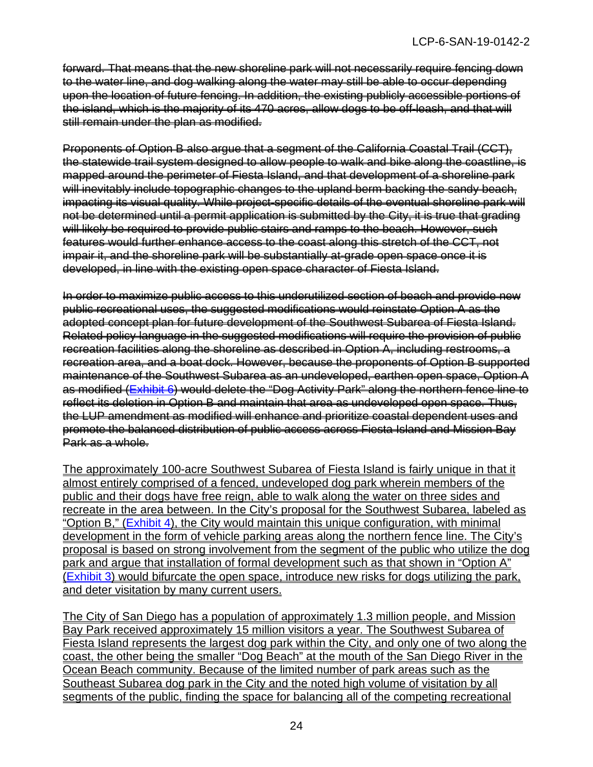~~forward. That means that the new shoreline park will not necessarily require fencing down to the water line, and dog walking along the water may still be able to occur depending upon the location of future fencing. In addition, the existing publicly accessible portions of the island, which is the majority of its 470 acres, allow dogs to be off-leash, and that will still remain under the plan as modified.~~

~~Proponents of Option B also argue that a segment of the California Coastal Trail (CCT), the statewide trail system designed to allow people to walk and bike along the coastline, is mapped around the perimeter of Fiesta Island, and that development of a shoreline park will inevitably include topographic changes to the upland berm backing the sandy beach, impacting its visual quality. While project-specific details of the eventual shoreline park will not be determined until a permit application is submitted by the City, it is true that grading will likely be required to provide public stairs and ramps to the beach. However, such features would further enhance access to the coast along this stretch of the CCT, not impair it, and the shoreline park will be substantially at-grade open space once it is developed, in line with the existing open space character of Fiesta Island.~~

~~In order to maximize public access to this underutilized section of beach and provide new public recreational uses, the suggested modifications would reinstate Option A as the adopted concept plan for future development of the Southwest Subarea of Fiesta Island. Related policy language in the suggested modifications will require the provision of public recreation facilities along the shoreline as described in Option A, including restrooms, a recreation area, and a boat dock. However, because the proponents of Option B supported maintenance of the Southwest Subarea as an undeveloped, earthen open space, Option A as modified (Exhibit 6) would delete the "Dog Activity Park" along the northern fence line to reflect its deletion in Option B and maintain that area as undeveloped open space. Thus, the LUP amendment as modified will enhance and prioritize coastal dependent uses and promote the balanced distribution of public access across Fiesta Island and Mission Bay Park as a whole.~~

<u>The approximately 100-acre Southwest Subarea of Fiesta Island is fairly unique in that it almost entirely comprised of a fenced, undeveloped dog park wherein members of the public and their dogs have free reign, able to walk along the water on three sides and recreate in the area between. In the City's proposal for the Southwest Subarea, labeled as "Option B," (Exhibit 4), the City would maintain this unique configuration, with minimal development in the form of vehicle parking areas along the northern fence line. The City's proposal is based on strong involvement from the segment of the public who utilize the dog park and argue that installation of formal development such as that shown in "Option A" (Exhibit 3) would bifurcate the open space, introduce new risks for dogs utilizing the park, and deter visitation by many current users.</u>

<u>The City of San Diego has a population of approximately 1.3 million people, and Mission Bay Park received approximately 15 million visitors a year. The Southwest Subarea of Fiesta Island represents the largest dog park within the City, and only one of two along the coast, the other being the smaller "Dog Beach" at the mouth of the San Diego River in the Ocean Beach community. Because of the limited number of park areas such as the Southeast Subarea dog park in the City and the noted high volume of visitation by all segments of the public, finding the space for balancing all of the competing recreational</u>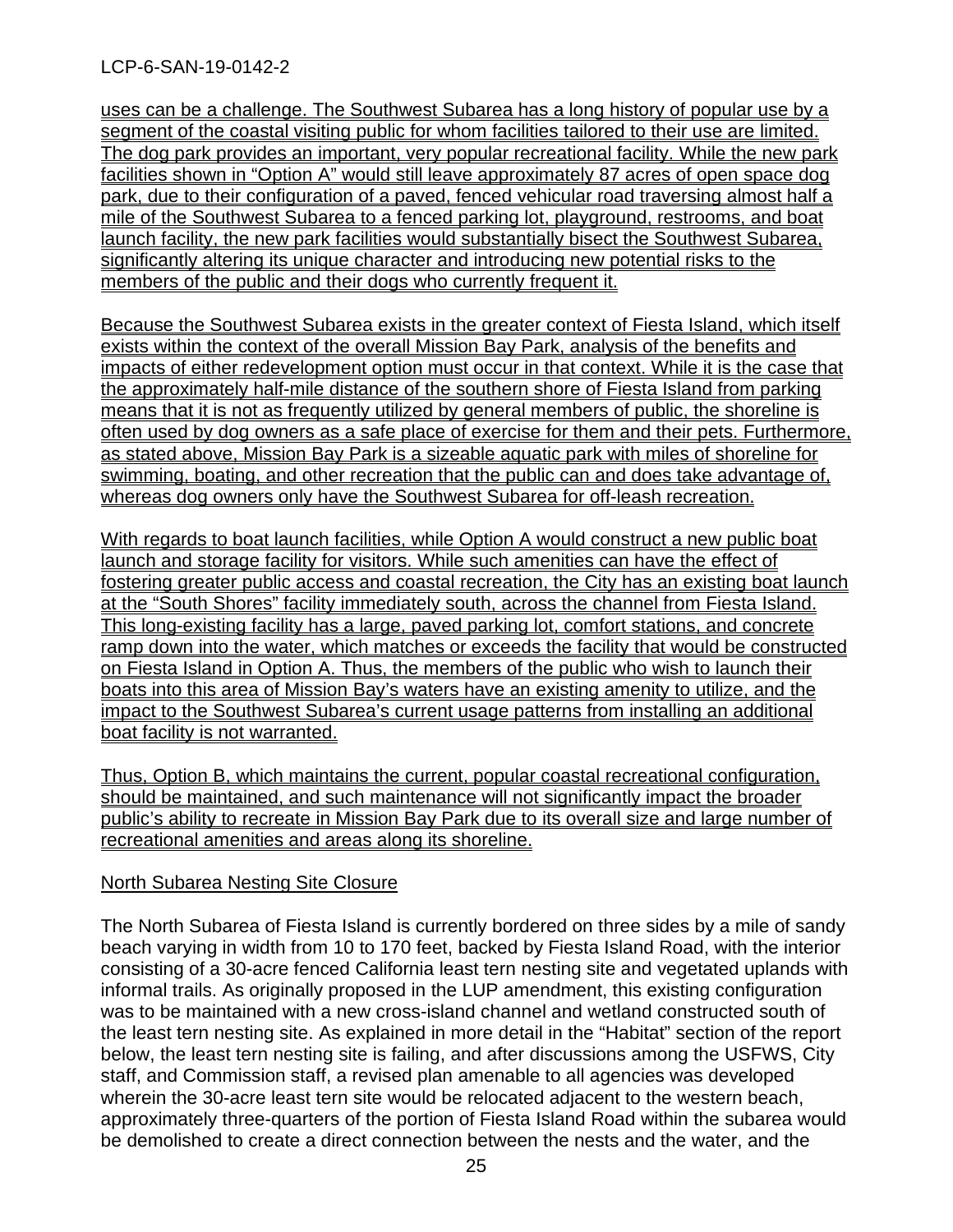uses can be a challenge. The Southwest Subarea has a long history of popular use by a segment of the coastal visiting public for whom facilities tailored to their use are limited. The dog park provides an important, very popular recreational facility. While the new park facilities shown in "Option A" would still leave approximately 87 acres of open space dog park, due to their configuration of a paved, fenced vehicular road traversing almost half a mile of the Southwest Subarea to a fenced parking lot, playground, restrooms, and boat launch facility, the new park facilities would substantially bisect the Southwest Subarea, significantly altering its unique character and introducing new potential risks to the members of the public and their dogs who currently frequent it.

Because the Southwest Subarea exists in the greater context of Fiesta Island, which itself exists within the context of the overall Mission Bay Park, analysis of the benefits and impacts of either redevelopment option must occur in that context. While it is the case that the approximately half-mile distance of the southern shore of Fiesta Island from parking means that it is not as frequently utilized by general members of public, the shoreline is often used by dog owners as a safe place of exercise for them and their pets. Furthermore, as stated above, Mission Bay Park is a sizeable aquatic park with miles of shoreline for swimming, boating, and other recreation that the public can and does take advantage of, whereas dog owners only have the Southwest Subarea for off-leash recreation.

With regards to boat launch facilities, while Option A would construct a new public boat launch and storage facility for visitors. While such amenities can have the effect of fostering greater public access and coastal recreation, the City has an existing boat launch at the "South Shores" facility immediately south, across the channel from Fiesta Island. This long-existing facility has a large, paved parking lot, comfort stations, and concrete ramp down into the water, which matches or exceeds the facility that would be constructed on Fiesta Island in Option A. Thus, the members of the public who wish to launch their boats into this area of Mission Bay's waters have an existing amenity to utilize, and the impact to the Southwest Subarea's current usage patterns from installing an additional boat facility is not warranted.

Thus, Option B, which maintains the current, popular coastal recreational configuration, should be maintained, and such maintenance will not significantly impact the broader public's ability to recreate in Mission Bay Park due to its overall size and large number of recreational amenities and areas along its shoreline.

North Subarea Nesting Site Closure

The North Subarea of Fiesta Island is currently bordered on three sides by a mile of sandy beach varying in width from 10 to 170 feet, backed by Fiesta Island Road, with the interior consisting of a 30-acre fenced California least tern nesting site and vegetated uplands with informal trails. As originally proposed in the LUP amendment, this existing configuration was to be maintained with a new cross-island channel and wetland constructed south of the least tern nesting site. As explained in more detail in the "Habitat" section of the report below, the least tern nesting site is failing, and after discussions among the USFWS, City staff, and Commission staff, a revised plan amenable to all agencies was developed wherein the 30-acre least tern site would be relocated adjacent to the western beach, approximately three-quarters of the portion of Fiesta Island Road within the subarea would be demolished to create a direct connection between the nests and the water, and the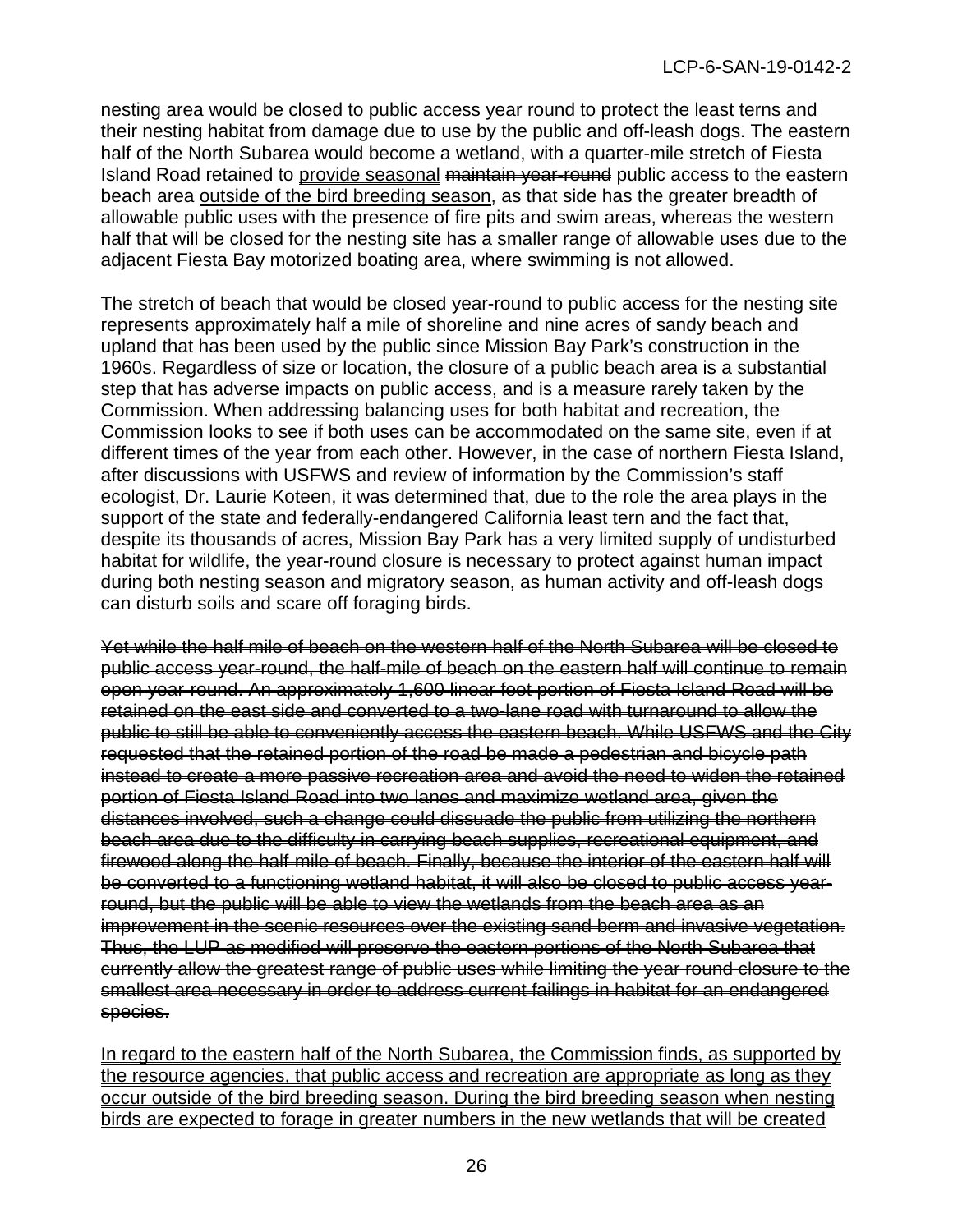nesting area would be closed to public access year round to protect the least terns and their nesting habitat from damage due to use by the public and off-leash dogs. The eastern half of the North Subarea would become a wetland, with a quarter-mile stretch of Fiesta Island Road retained to <u>provide seasonal</u> ~~maintain year-round~~ public access to the eastern beach area <u>outside of the bird breeding season</u>, as that side has the greater breadth of allowable public uses with the presence of fire pits and swim areas, whereas the western half that will be closed for the nesting site has a smaller range of allowable uses due to the adjacent Fiesta Bay motorized boating area, where swimming is not allowed.

The stretch of beach that would be closed year-round to public access for the nesting site represents approximately half a mile of shoreline and nine acres of sandy beach and upland that has been used by the public since Mission Bay Park's construction in the 1960s. Regardless of size or location, the closure of a public beach area is a substantial step that has adverse impacts on public access, and is a measure rarely taken by the Commission. When addressing balancing uses for both habitat and recreation, the Commission looks to see if both uses can be accommodated on the same site, even if at different times of the year from each other. However, in the case of northern Fiesta Island, after discussions with USFWS and review of information by the Commission's staff ecologist, Dr. Laurie Koteen, it was determined that, due to the role the area plays in the support of the state and federally-endangered California least tern and the fact that, despite its thousands of acres, Mission Bay Park has a very limited supply of undisturbed habitat for wildlife, the year-round closure is necessary to protect against human impact during both nesting season and migratory season, as human activity and off-leash dogs can disturb soils and scare off foraging birds.

~~Yet while the half mile of beach on the western half of the North Subarea will be closed to public access year-round, the half-mile of beach on the eastern half will continue to remain open year-round. An approximately 1,600 linear foot portion of Fiesta Island Road will be retained on the east side and converted to a two-lane road with turnaround to allow the public to still be able to conveniently access the eastern beach. While USFWS and the City requested that the retained portion of the road be made a pedestrian and bicycle path instead to create a more passive recreation area and avoid the need to widen the retained portion of Fiesta Island Road into two lanes and maximize wetland area, given the distances involved, such a change could dissuade the public from utilizing the northern beach area due to the difficulty in carrying beach supplies, recreational equipment, and firewood along the half-mile of beach. Finally, because the interior of the eastern half will be converted to a functioning wetland habitat, it will also be closed to public access year-round, but the public will be able to view the wetlands from the beach area as an improvement in the scenic resources over the existing sand berm and invasive vegetation. Thus, the LUP as modified will preserve the eastern portions of the North Subarea that currently allow the greatest range of public uses while limiting the year round closure to the smallest area necessary in order to address current failings in habitat for an endangered species.~~

<u>In regard to the eastern half of the North Subarea, the Commission finds, as supported by the resource agencies, that public access and recreation are appropriate as long as they occur outside of the bird breeding season. During the bird breeding season when nesting birds are expected to forage in greater numbers in the new wetlands that will be created</u>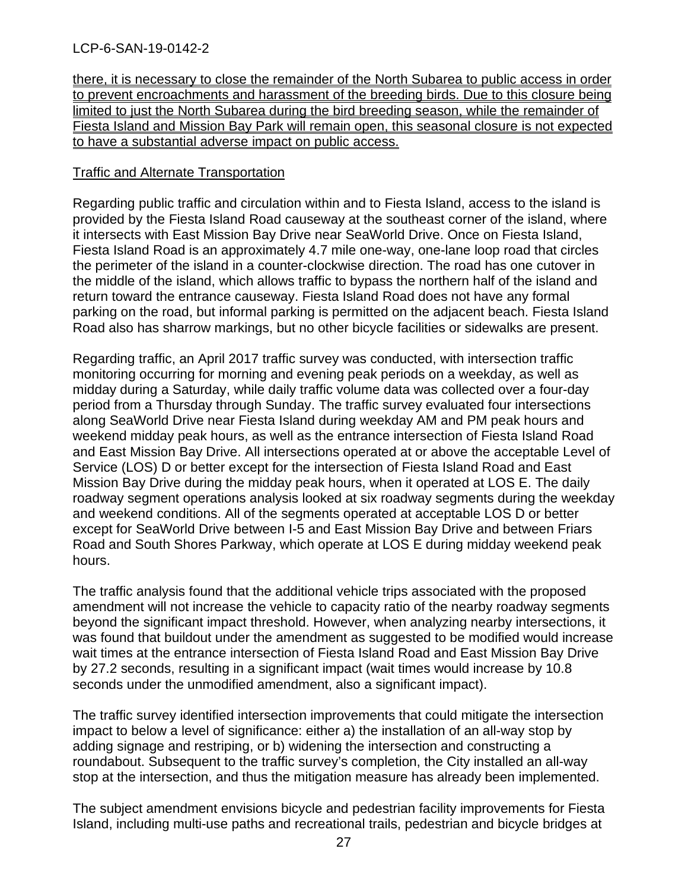there, it is necessary to close the remainder of the North Subarea to public access in order to prevent encroachments and harassment of the breeding birds. Due to this closure being limited to just the North Subarea during the bird breeding season, while the remainder of Fiesta Island and Mission Bay Park will remain open, this seasonal closure is not expected to have a substantial adverse impact on public access.

Traffic and Alternate Transportation

Regarding public traffic and circulation within and to Fiesta Island, access to the island is provided by the Fiesta Island Road causeway at the southeast corner of the island, where it intersects with East Mission Bay Drive near SeaWorld Drive. Once on Fiesta Island, Fiesta Island Road is an approximately 4.7 mile one-way, one-lane loop road that circles the perimeter of the island in a counter-clockwise direction. The road has one cutover in the middle of the island, which allows traffic to bypass the northern half of the island and return toward the entrance causeway. Fiesta Island Road does not have any formal parking on the road, but informal parking is permitted on the adjacent beach. Fiesta Island Road also has sharrow markings, but no other bicycle facilities or sidewalks are present.

Regarding traffic, an April 2017 traffic survey was conducted, with intersection traffic monitoring occurring for morning and evening peak periods on a weekday, as well as midday during a Saturday, while daily traffic volume data was collected over a four-day period from a Thursday through Sunday. The traffic survey evaluated four intersections along SeaWorld Drive near Fiesta Island during weekday AM and PM peak hours and weekend midday peak hours, as well as the entrance intersection of Fiesta Island Road and East Mission Bay Drive. All intersections operated at or above the acceptable Level of Service (LOS) D or better except for the intersection of Fiesta Island Road and East Mission Bay Drive during the midday peak hours, when it operated at LOS E. The daily roadway segment operations analysis looked at six roadway segments during the weekday and weekend conditions. All of the segments operated at acceptable LOS D or better except for SeaWorld Drive between I-5 and East Mission Bay Drive and between Friars Road and South Shores Parkway, which operate at LOS E during midday weekend peak hours.

The traffic analysis found that the additional vehicle trips associated with the proposed amendment will not increase the vehicle to capacity ratio of the nearby roadway segments beyond the significant impact threshold. However, when analyzing nearby intersections, it was found that buildout under the amendment as suggested to be modified would increase wait times at the entrance intersection of Fiesta Island Road and East Mission Bay Drive by 27.2 seconds, resulting in a significant impact (wait times would increase by 10.8 seconds under the unmodified amendment, also a significant impact).

The traffic survey identified intersection improvements that could mitigate the intersection impact to below a level of significance: either a) the installation of an all-way stop by adding signage and restriping, or b) widening the intersection and constructing a roundabout. Subsequent to the traffic survey's completion, the City installed an all-way stop at the intersection, and thus the mitigation measure has already been implemented.

The subject amendment envisions bicycle and pedestrian facility improvements for Fiesta Island, including multi-use paths and recreational trails, pedestrian and bicycle bridges at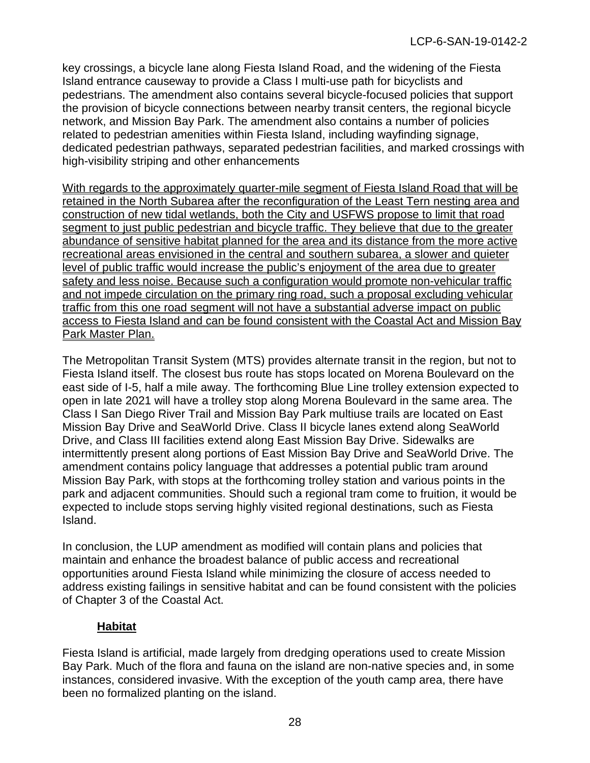key crossings, a bicycle lane along Fiesta Island Road, and the widening of the Fiesta Island entrance causeway to provide a Class I multi-use path for bicyclists and pedestrians. The amendment also contains several bicycle-focused policies that support the provision of bicycle connections between nearby transit centers, the regional bicycle network, and Mission Bay Park. The amendment also contains a number of policies related to pedestrian amenities within Fiesta Island, including wayfinding signage, dedicated pedestrian pathways, separated pedestrian facilities, and marked crossings with high-visibility striping and other enhancements

<u>With regards to the approximately quarter-mile segment of Fiesta Island Road that will be retained in the North Subarea after the reconfiguration of the Least Tern nesting area and construction of new tidal wetlands, both the City and USFWS propose to limit that road segment to just public pedestrian and bicycle traffic. They believe that due to the greater abundance of sensitive habitat planned for the area and its distance from the more active recreational areas envisioned in the central and southern subarea, a slower and quieter level of public traffic would increase the public's enjoyment of the area due to greater safety and less noise. Because such a configuration would promote non-vehicular traffic and not impede circulation on the primary ring road, such a proposal excluding vehicular traffic from this one road segment will not have a substantial adverse impact on public access to Fiesta Island and can be found consistent with the Coastal Act and Mission Bay Park Master Plan.</u>

The Metropolitan Transit System (MTS) provides alternate transit in the region, but not to Fiesta Island itself. The closest bus route has stops located on Morena Boulevard on the east side of I-5, half a mile away. The forthcoming Blue Line trolley extension expected to open in late 2021 will have a trolley stop along Morena Boulevard in the same area. The Class I San Diego River Trail and Mission Bay Park multiuse trails are located on East Mission Bay Drive and SeaWorld Drive. Class II bicycle lanes extend along SeaWorld Drive, and Class III facilities extend along East Mission Bay Drive. Sidewalks are intermittently present along portions of East Mission Bay Drive and SeaWorld Drive. The amendment contains policy language that addresses a potential public tram around Mission Bay Park, with stops at the forthcoming trolley station and various points in the park and adjacent communities. Should such a regional tram come to fruition, it would be expected to include stops serving highly visited regional destinations, such as Fiesta Island.

In conclusion, the LUP amendment as modified will contain plans and policies that maintain and enhance the broadest balance of public access and recreational opportunities around Fiesta Island while minimizing the closure of access needed to address existing failings in sensitive habitat and can be found consistent with the policies of Chapter 3 of the Coastal Act.

### <u>Habitat</u>

Fiesta Island is artificial, made largely from dredging operations used to create Mission Bay Park. Much of the flora and fauna on the island are non-native species and, in some instances, considered invasive. With the exception of the youth camp area, there have been no formalized planting on the island.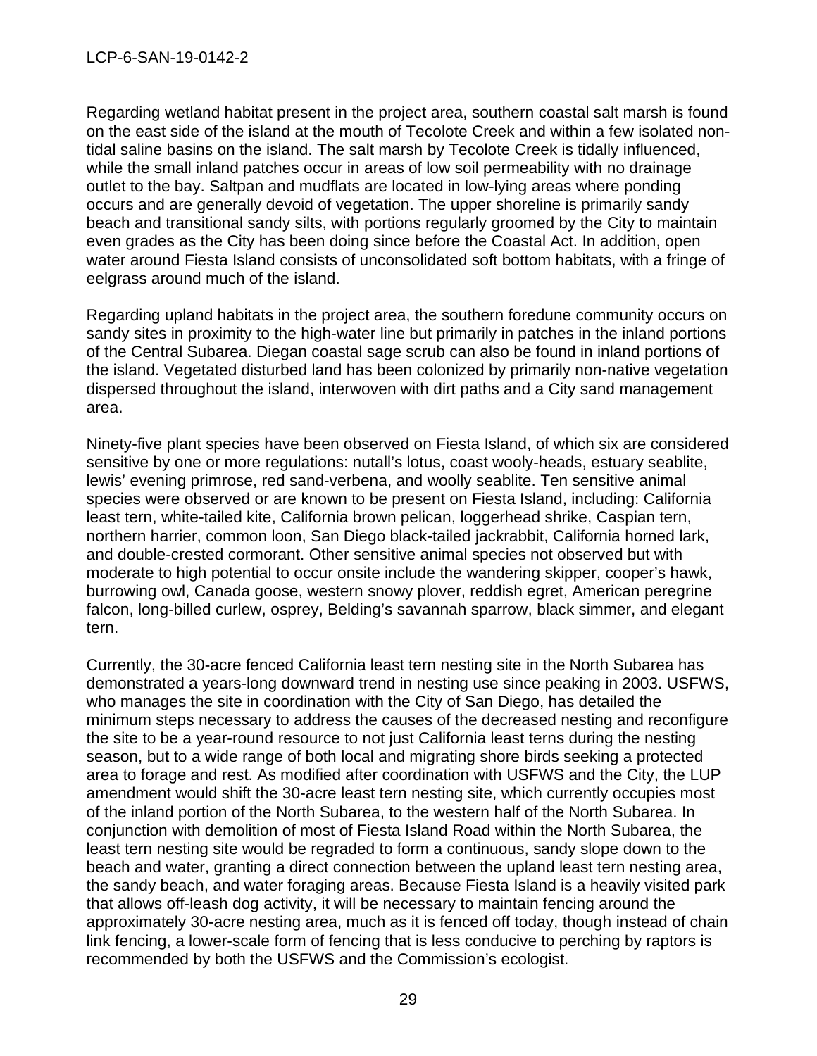Regarding wetland habitat present in the project area, southern coastal salt marsh is found on the east side of the island at the mouth of Tecolote Creek and within a few isolated non-tidal saline basins on the island. The salt marsh by Tecolote Creek is tidally influenced, while the small inland patches occur in areas of low soil permeability with no drainage outlet to the bay. Saltpan and mudflats are located in low-lying areas where ponding occurs and are generally devoid of vegetation. The upper shoreline is primarily sandy beach and transitional sandy silts, with portions regularly groomed by the City to maintain even grades as the City has been doing since before the Coastal Act. In addition, open water around Fiesta Island consists of unconsolidated soft bottom habitats, with a fringe of eelgrass around much of the island.

Regarding upland habitats in the project area, the southern foredune community occurs on sandy sites in proximity to the high-water line but primarily in patches in the inland portions of the Central Subarea. Diegan coastal sage scrub can also be found in inland portions of the island. Vegetated disturbed land has been colonized by primarily non-native vegetation dispersed throughout the island, interwoven with dirt paths and a City sand management area.

Ninety-five plant species have been observed on Fiesta Island, of which six are considered sensitive by one or more regulations: nutall's lotus, coast wooly-heads, estuary seablite, lewis' evening primrose, red sand-verbena, and woolly seablite. Ten sensitive animal species were observed or are known to be present on Fiesta Island, including: California least tern, white-tailed kite, California brown pelican, loggerhead shrike, Caspian tern, northern harrier, common loon, San Diego black-tailed jackrabbit, California horned lark, and double-crested cormorant. Other sensitive animal species not observed but with moderate to high potential to occur onsite include the wandering skipper, cooper's hawk, burrowing owl, Canada goose, western snowy plover, reddish egret, American peregrine falcon, long-billed curlew, osprey, Belding's savannah sparrow, black simmer, and elegant tern.

Currently, the 30-acre fenced California least tern nesting site in the North Subarea has demonstrated a years-long downward trend in nesting use since peaking in 2003. USFWS, who manages the site in coordination with the City of San Diego, has detailed the minimum steps necessary to address the causes of the decreased nesting and reconfigure the site to be a year-round resource to not just California least terns during the nesting season, but to a wide range of both local and migrating shore birds seeking a protected area to forage and rest. As modified after coordination with USFWS and the City, the LUP amendment would shift the 30-acre least tern nesting site, which currently occupies most of the inland portion of the North Subarea, to the western half of the North Subarea. In conjunction with demolition of most of Fiesta Island Road within the North Subarea, the least tern nesting site would be regraded to form a continuous, sandy slope down to the beach and water, granting a direct connection between the upland least tern nesting area, the sandy beach, and water foraging areas. Because Fiesta Island is a heavily visited park that allows off-leash dog activity, it will be necessary to maintain fencing around the approximately 30-acre nesting area, much as it is fenced off today, though instead of chain link fencing, a lower-scale form of fencing that is less conducive to perching by raptors is recommended by both the USFWS and the Commission's ecologist.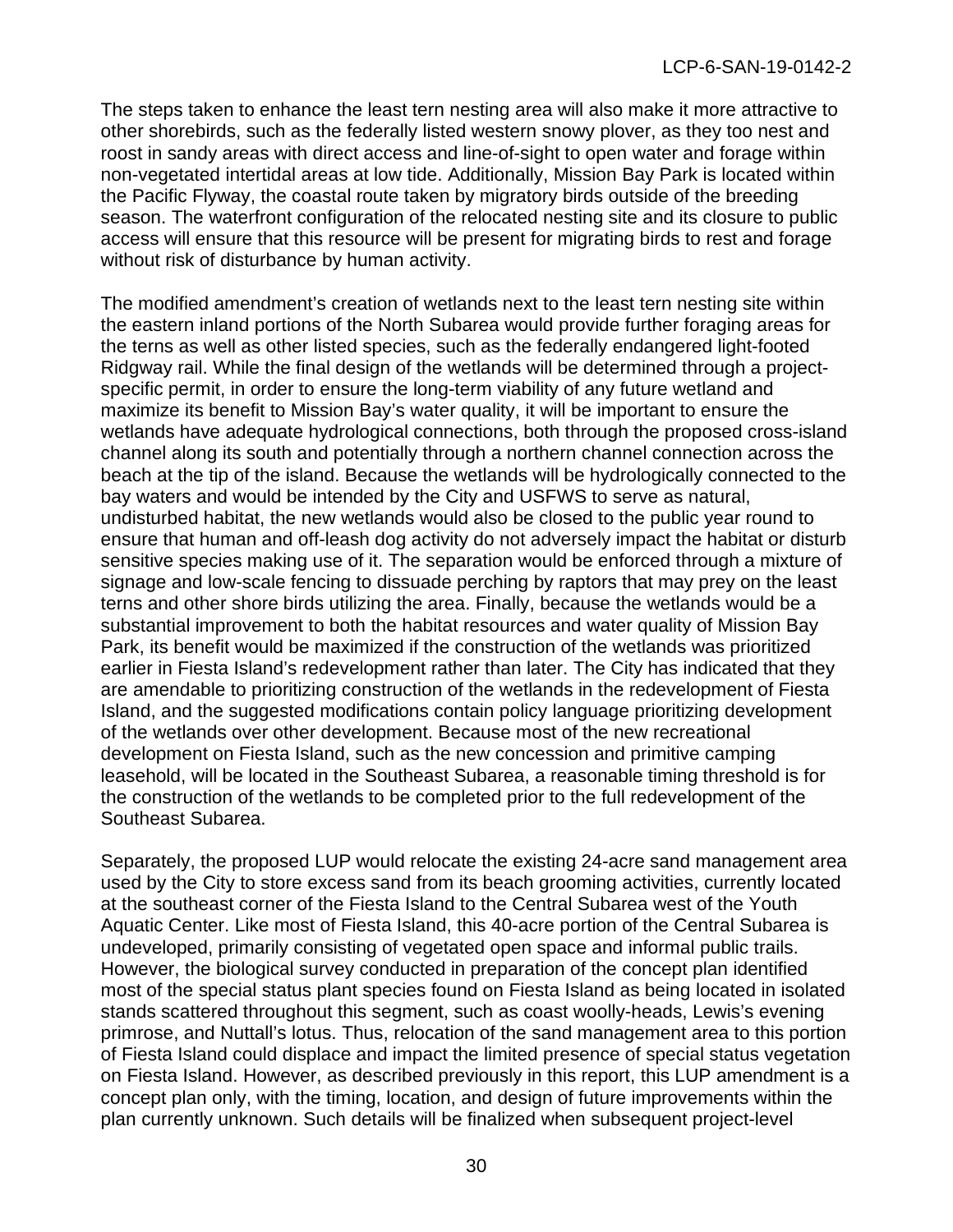The steps taken to enhance the least tern nesting area will also make it more attractive to other shorebirds, such as the federally listed western snowy plover, as they too nest and roost in sandy areas with direct access and line-of-sight to open water and forage within non-vegetated intertidal areas at low tide. Additionally, Mission Bay Park is located within the Pacific Flyway, the coastal route taken by migratory birds outside of the breeding season. The waterfront configuration of the relocated nesting site and its closure to public access will ensure that this resource will be present for migrating birds to rest and forage without risk of disturbance by human activity.

The modified amendment's creation of wetlands next to the least tern nesting site within the eastern inland portions of the North Subarea would provide further foraging areas for the terns as well as other listed species, such as the federally endangered light-footed Ridgway rail. While the final design of the wetlands will be determined through a project-specific permit, in order to ensure the long-term viability of any future wetland and maximize its benefit to Mission Bay's water quality, it will be important to ensure the wetlands have adequate hydrological connections, both through the proposed cross-island channel along its south and potentially through a northern channel connection across the beach at the tip of the island. Because the wetlands will be hydrologically connected to the bay waters and would be intended by the City and USFWS to serve as natural, undisturbed habitat, the new wetlands would also be closed to the public year round to ensure that human and off-leash dog activity do not adversely impact the habitat or disturb sensitive species making use of it. The separation would be enforced through a mixture of signage and low-scale fencing to dissuade perching by raptors that may prey on the least terns and other shore birds utilizing the area. Finally, because the wetlands would be a substantial improvement to both the habitat resources and water quality of Mission Bay Park, its benefit would be maximized if the construction of the wetlands was prioritized earlier in Fiesta Island's redevelopment rather than later. The City has indicated that they are amendable to prioritizing construction of the wetlands in the redevelopment of Fiesta Island, and the suggested modifications contain policy language prioritizing development of the wetlands over other development. Because most of the new recreational development on Fiesta Island, such as the new concession and primitive camping leasehold, will be located in the Southeast Subarea, a reasonable timing threshold is for the construction of the wetlands to be completed prior to the full redevelopment of the Southeast Subarea.

Separately, the proposed LUP would relocate the existing 24-acre sand management area used by the City to store excess sand from its beach grooming activities, currently located at the southeast corner of the Fiesta Island to the Central Subarea west of the Youth Aquatic Center. Like most of Fiesta Island, this 40-acre portion of the Central Subarea is undeveloped, primarily consisting of vegetated open space and informal public trails. However, the biological survey conducted in preparation of the concept plan identified most of the special status plant species found on Fiesta Island as being located in isolated stands scattered throughout this segment, such as coast woolly-heads, Lewis's evening primrose, and Nuttall's lotus. Thus, relocation of the sand management area to this portion of Fiesta Island could displace and impact the limited presence of special status vegetation on Fiesta Island. However, as described previously in this report, this LUP amendment is a concept plan only, with the timing, location, and design of future improvements within the plan currently unknown. Such details will be finalized when subsequent project-level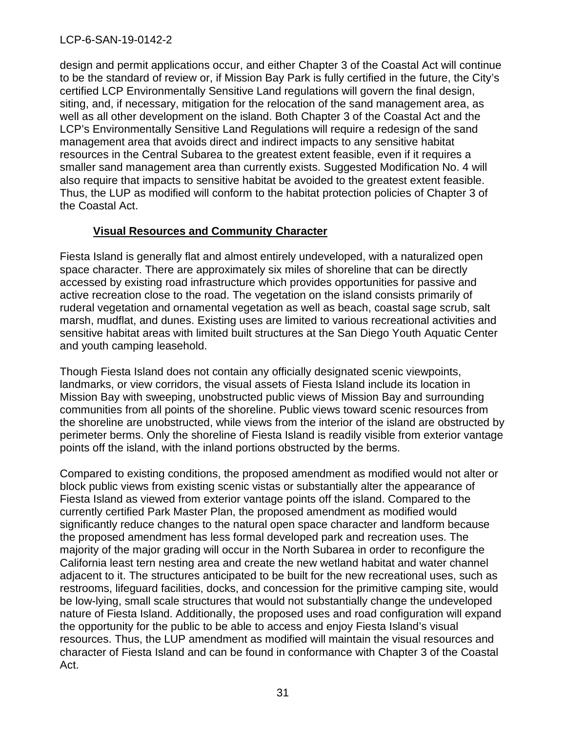design and permit applications occur, and either Chapter 3 of the Coastal Act will continue to be the standard of review or, if Mission Bay Park is fully certified in the future, the City's certified LCP Environmentally Sensitive Land regulations will govern the final design, siting, and, if necessary, mitigation for the relocation of the sand management area, as well as all other development on the island. Both Chapter 3 of the Coastal Act and the LCP's Environmentally Sensitive Land Regulations will require a redesign of the sand management area that avoids direct and indirect impacts to any sensitive habitat resources in the Central Subarea to the greatest extent feasible, even if it requires a smaller sand management area than currently exists. Suggested Modification No. 4 will also require that impacts to sensitive habitat be avoided to the greatest extent feasible. Thus, the LUP as modified will conform to the habitat protection policies of Chapter 3 of the Coastal Act.

**Visual Resources and Community Character**

Fiesta Island is generally flat and almost entirely undeveloped, with a naturalized open space character. There are approximately six miles of shoreline that can be directly accessed by existing road infrastructure which provides opportunities for passive and active recreation close to the road. The vegetation on the island consists primarily of ruderal vegetation and ornamental vegetation as well as beach, coastal sage scrub, salt marsh, mudflat, and dunes. Existing uses are limited to various recreational activities and sensitive habitat areas with limited built structures at the San Diego Youth Aquatic Center and youth camping leasehold.

Though Fiesta Island does not contain any officially designated scenic viewpoints, landmarks, or view corridors, the visual assets of Fiesta Island include its location in Mission Bay with sweeping, unobstructed public views of Mission Bay and surrounding communities from all points of the shoreline. Public views toward scenic resources from the shoreline are unobstructed, while views from the interior of the island are obstructed by perimeter berms. Only the shoreline of Fiesta Island is readily visible from exterior vantage points off the island, with the inland portions obstructed by the berms.

Compared to existing conditions, the proposed amendment as modified would not alter or block public views from existing scenic vistas or substantially alter the appearance of Fiesta Island as viewed from exterior vantage points off the island. Compared to the currently certified Park Master Plan, the proposed amendment as modified would significantly reduce changes to the natural open space character and landform because the proposed amendment has less formal developed park and recreation uses. The majority of the major grading will occur in the North Subarea in order to reconfigure the California least tern nesting area and create the new wetland habitat and water channel adjacent to it. The structures anticipated to be built for the new recreational uses, such as restrooms, lifeguard facilities, docks, and concession for the primitive camping site, would be low-lying, small scale structures that would not substantially change the undeveloped nature of Fiesta Island. Additionally, the proposed uses and road configuration will expand the opportunity for the public to be able to access and enjoy Fiesta Island's visual resources. Thus, the LUP amendment as modified will maintain the visual resources and character of Fiesta Island and can be found in conformance with Chapter 3 of the Coastal Act.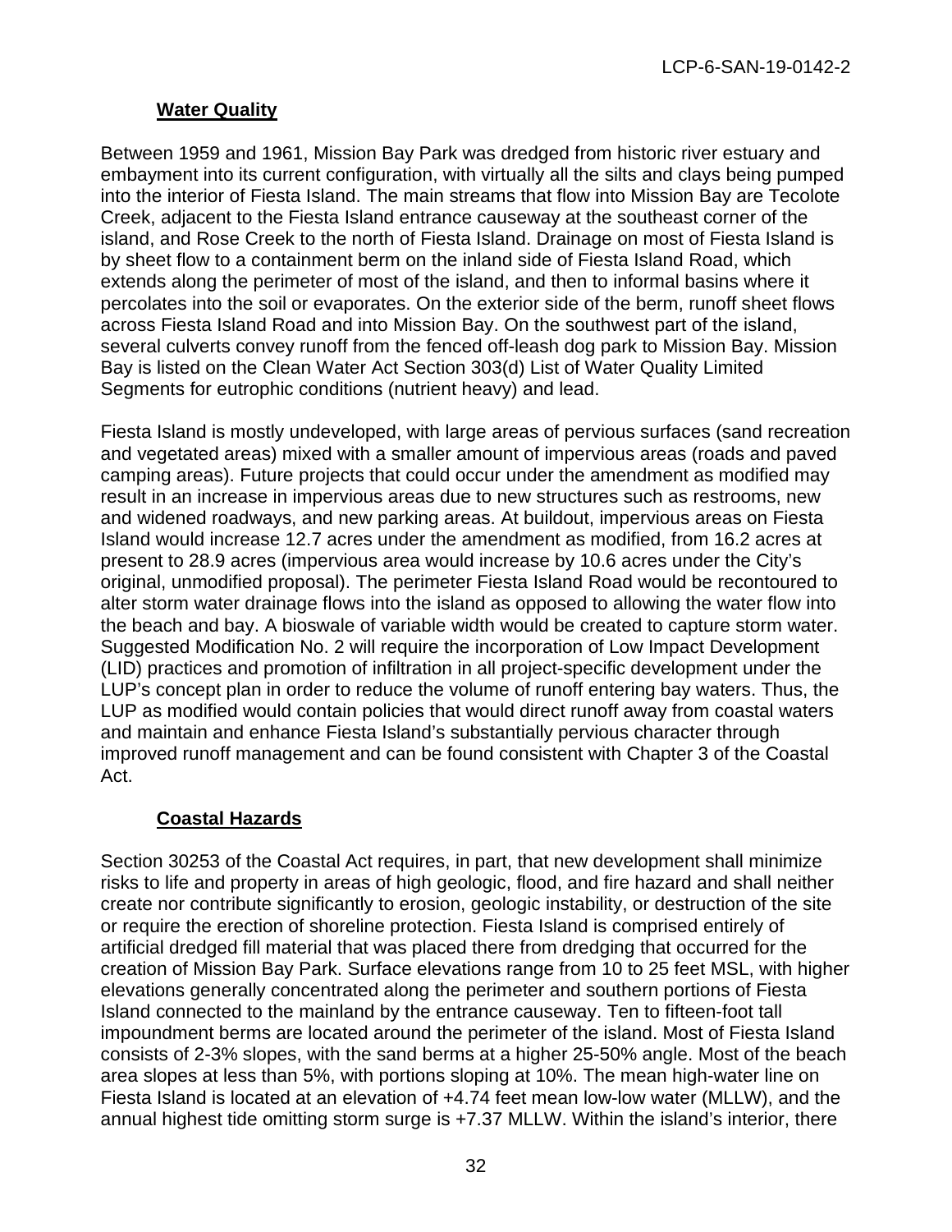### Water Quality

Between 1959 and 1961, Mission Bay Park was dredged from historic river estuary and embayment into its current configuration, with virtually all the silts and clays being pumped into the interior of Fiesta Island. The main streams that flow into Mission Bay are Tecolote Creek, adjacent to the Fiesta Island entrance causeway at the southeast corner of the island, and Rose Creek to the north of Fiesta Island. Drainage on most of Fiesta Island is by sheet flow to a containment berm on the inland side of Fiesta Island Road, which extends along the perimeter of most of the island, and then to informal basins where it percolates into the soil or evaporates. On the exterior side of the berm, runoff sheet flows across Fiesta Island Road and into Mission Bay. On the southwest part of the island, several culverts convey runoff from the fenced off-leash dog park to Mission Bay. Mission Bay is listed on the Clean Water Act Section 303(d) List of Water Quality Limited Segments for eutrophic conditions (nutrient heavy) and lead.

Fiesta Island is mostly undeveloped, with large areas of pervious surfaces (sand recreation and vegetated areas) mixed with a smaller amount of impervious areas (roads and paved camping areas). Future projects that could occur under the amendment as modified may result in an increase in impervious areas due to new structures such as restrooms, new and widened roadways, and new parking areas. At buildout, impervious areas on Fiesta Island would increase 12.7 acres under the amendment as modified, from 16.2 acres at present to 28.9 acres (impervious area would increase by 10.6 acres under the City's original, unmodified proposal). The perimeter Fiesta Island Road would be recontoured to alter storm water drainage flows into the island as opposed to allowing the water flow into the beach and bay. A bioswale of variable width would be created to capture storm water. Suggested Modification No. 2 will require the incorporation of Low Impact Development (LID) practices and promotion of infiltration in all project-specific development under the LUP's concept plan in order to reduce the volume of runoff entering bay waters. Thus, the LUP as modified would contain policies that would direct runoff away from coastal waters and maintain and enhance Fiesta Island's substantially pervious character through improved runoff management and can be found consistent with Chapter 3 of the Coastal Act.

### Coastal Hazards

Section 30253 of the Coastal Act requires, in part, that new development shall minimize risks to life and property in areas of high geologic, flood, and fire hazard and shall neither create nor contribute significantly to erosion, geologic instability, or destruction of the site or require the erection of shoreline protection. Fiesta Island is comprised entirely of artificial dredged fill material that was placed there from dredging that occurred for the creation of Mission Bay Park. Surface elevations range from 10 to 25 feet MSL, with higher elevations generally concentrated along the perimeter and southern portions of Fiesta Island connected to the mainland by the entrance causeway. Ten to fifteen-foot tall impoundment berms are located around the perimeter of the island. Most of Fiesta Island consists of 2-3% slopes, with the sand berms at a higher 25-50% angle. Most of the beach area slopes at less than 5%, with portions sloping at 10%. The mean high-water line on Fiesta Island is located at an elevation of +4.74 feet mean low-low water (MLLW), and the annual highest tide omitting storm surge is +7.37 MLLW. Within the island's interior, there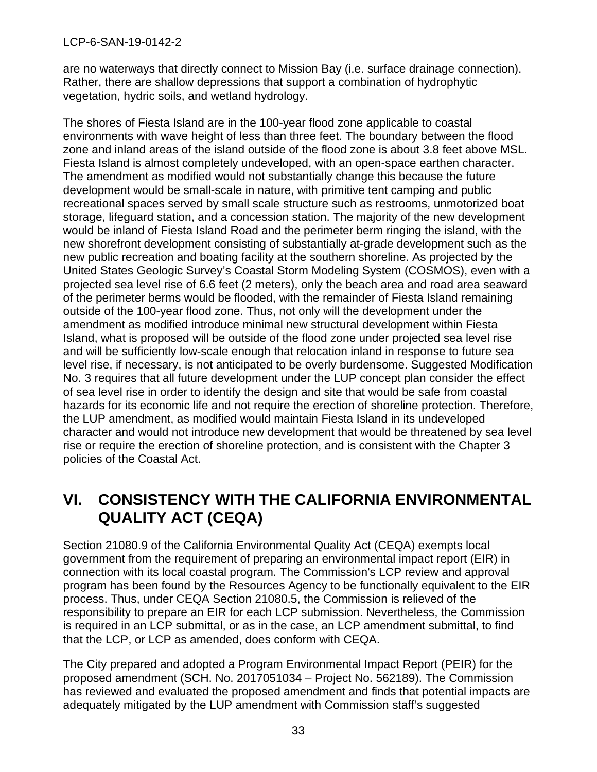are no waterways that directly connect to Mission Bay (i.e. surface drainage connection). Rather, there are shallow depressions that support a combination of hydrophytic vegetation, hydric soils, and wetland hydrology.

The shores of Fiesta Island are in the 100-year flood zone applicable to coastal environments with wave height of less than three feet. The boundary between the flood zone and inland areas of the island outside of the flood zone is about 3.8 feet above MSL. Fiesta Island is almost completely undeveloped, with an open-space earthen character. The amendment as modified would not substantially change this because the future development would be small-scale in nature, with primitive tent camping and public recreational spaces served by small scale structure such as restrooms, unmotorized boat storage, lifeguard station, and a concession station. The majority of the new development would be inland of Fiesta Island Road and the perimeter berm ringing the island, with the new shorefront development consisting of substantially at-grade development such as the new public recreation and boating facility at the southern shoreline. As projected by the United States Geologic Survey's Coastal Storm Modeling System (COSMOS), even with a projected sea level rise of 6.6 feet (2 meters), only the beach area and road area seaward of the perimeter berms would be flooded, with the remainder of Fiesta Island remaining outside of the 100-year flood zone. Thus, not only will the development under the amendment as modified introduce minimal new structural development within Fiesta Island, what is proposed will be outside of the flood zone under projected sea level rise and will be sufficiently low-scale enough that relocation inland in response to future sea level rise, if necessary, is not anticipated to be overly burdensome. Suggested Modification No. 3 requires that all future development under the LUP concept plan consider the effect of sea level rise in order to identify the design and site that would be safe from coastal hazards for its economic life and not require the erection of shoreline protection. Therefore, the LUP amendment, as modified would maintain Fiesta Island in its undeveloped character and would not introduce new development that would be threatened by sea level rise or require the erection of shoreline protection, and is consistent with the Chapter 3 policies of the Coastal Act.

# VI. CONSISTENCY WITH THE CALIFORNIA ENVIRONMENTAL QUALITY ACT (CEQA)

Section 21080.9 of the California Environmental Quality Act (CEQA) exempts local government from the requirement of preparing an environmental impact report (EIR) in connection with its local coastal program. The Commission's LCP review and approval program has been found by the Resources Agency to be functionally equivalent to the EIR process. Thus, under CEQA Section 21080.5, the Commission is relieved of the responsibility to prepare an EIR for each LCP submission. Nevertheless, the Commission is required in an LCP submittal, or as in the case, an LCP amendment submittal, to find that the LCP, or LCP as amended, does conform with CEQA.

The City prepared and adopted a Program Environmental Impact Report (PEIR) for the proposed amendment (SCH. No. 2017051034 – Project No. 562189). The Commission has reviewed and evaluated the proposed amendment and finds that potential impacts are adequately mitigated by the LUP amendment with Commission staff's suggested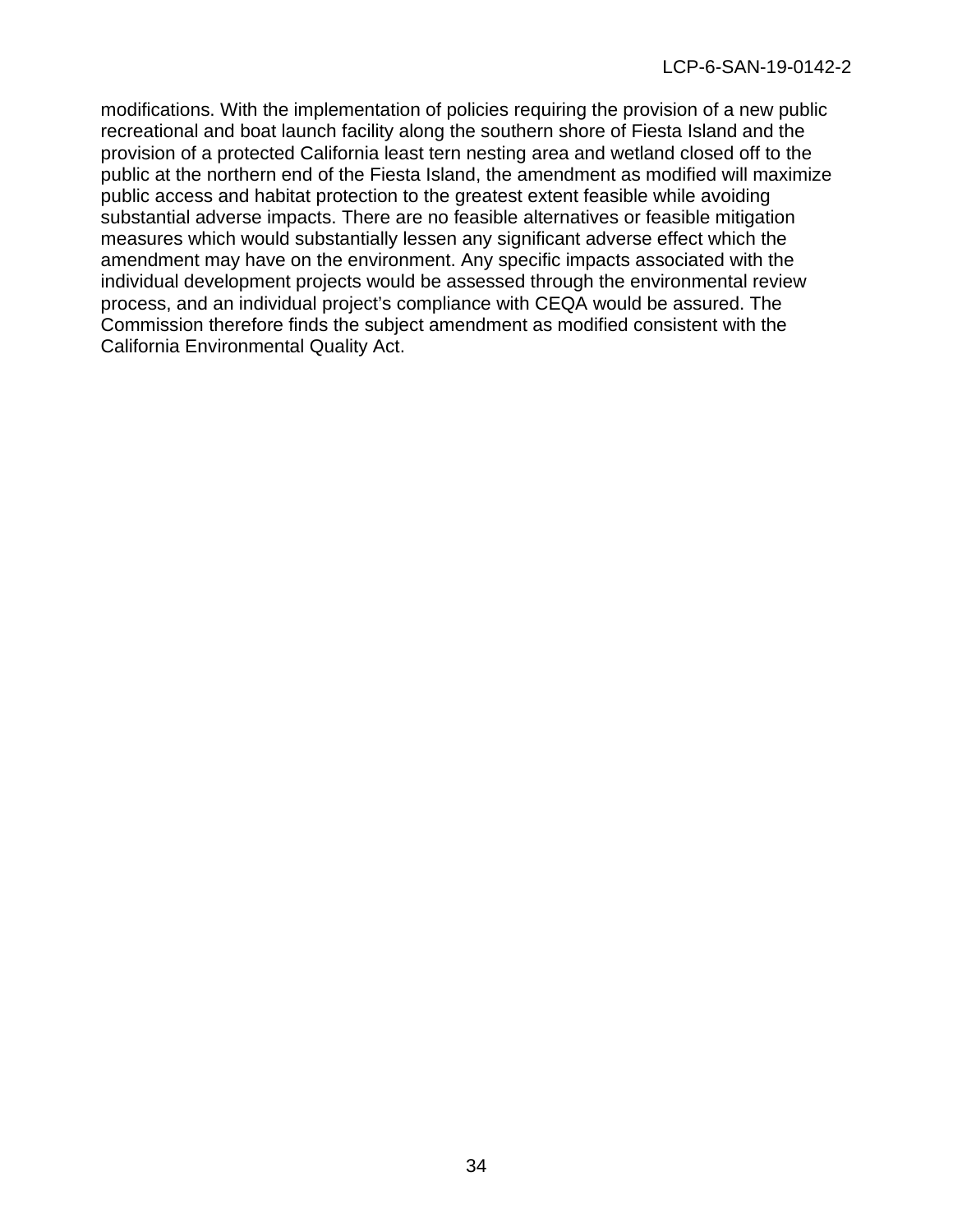modifications. With the implementation of policies requiring the provision of a new public recreational and boat launch facility along the southern shore of Fiesta Island and the provision of a protected California least tern nesting area and wetland closed off to the public at the northern end of the Fiesta Island, the amendment as modified will maximize public access and habitat protection to the greatest extent feasible while avoiding substantial adverse impacts. There are no feasible alternatives or feasible mitigation measures which would substantially lessen any significant adverse effect which the amendment may have on the environment. Any specific impacts associated with the individual development projects would be assessed through the environmental review process, and an individual project's compliance with CEQA would be assured. The Commission therefore finds the subject amendment as modified consistent with the California Environmental Quality Act.